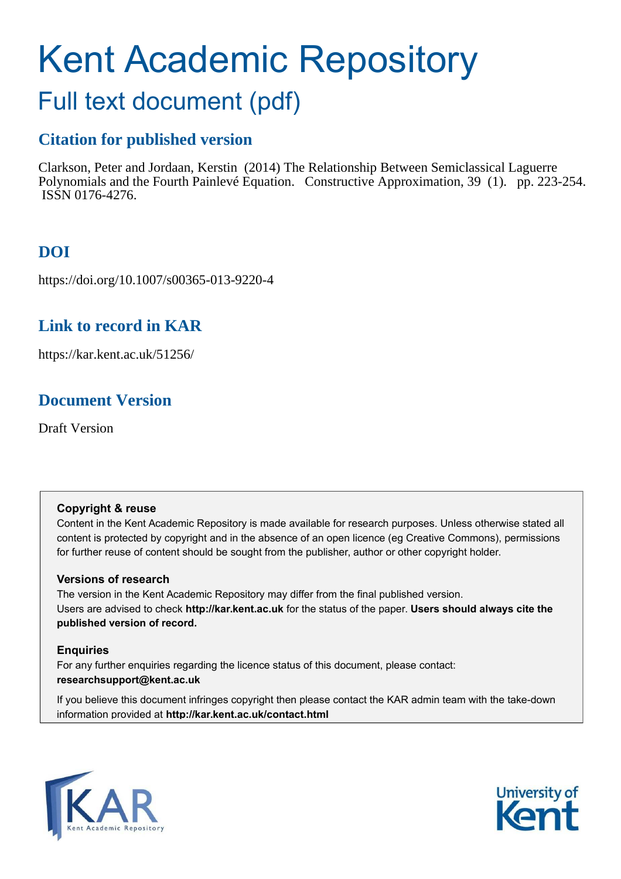# Kent Academic Repository

## Full text document (pdf)

### Citation for published version

Clarkson, Peter and Jordaan, Kerstin (2014) The Relationship Between Semiclassical Laguerre Polynomials and the Fourth Painlevé Equation. Constructive Approximation, 39 (1). pp. 223-254. ISSN 0176-4276.

### DOI

https://doi.org/10.1007/s00365-013-9220-4

### Link to record in KAR

https://kar.kent.ac.uk/51256/

### Document Version

Draft Version

**Copyright & reuse**

Content in the Kent Academic Repository is made available for research purposes. Unless otherwise stated all content is protected by copyright and in the absence of an open licence (eg Creative Commons), permissions for further reuse of content should be sought from the publisher, author or other copyright holder.

**Versions of research**

The version in the Kent Academic Repository may differ from the final published version. Users are advised to check **http://kar.kent.ac.uk** for the status of the paper. **Users should always cite the published version of record.**

**Enquiries**

For any further enquiries regarding the licence status of this document, please contact: **researchsupport@kent.ac.uk**

If you believe this document infringes copyright then please contact the KAR admin team with the take-down information provided at **http://kar.kent.ac.uk/contact.html**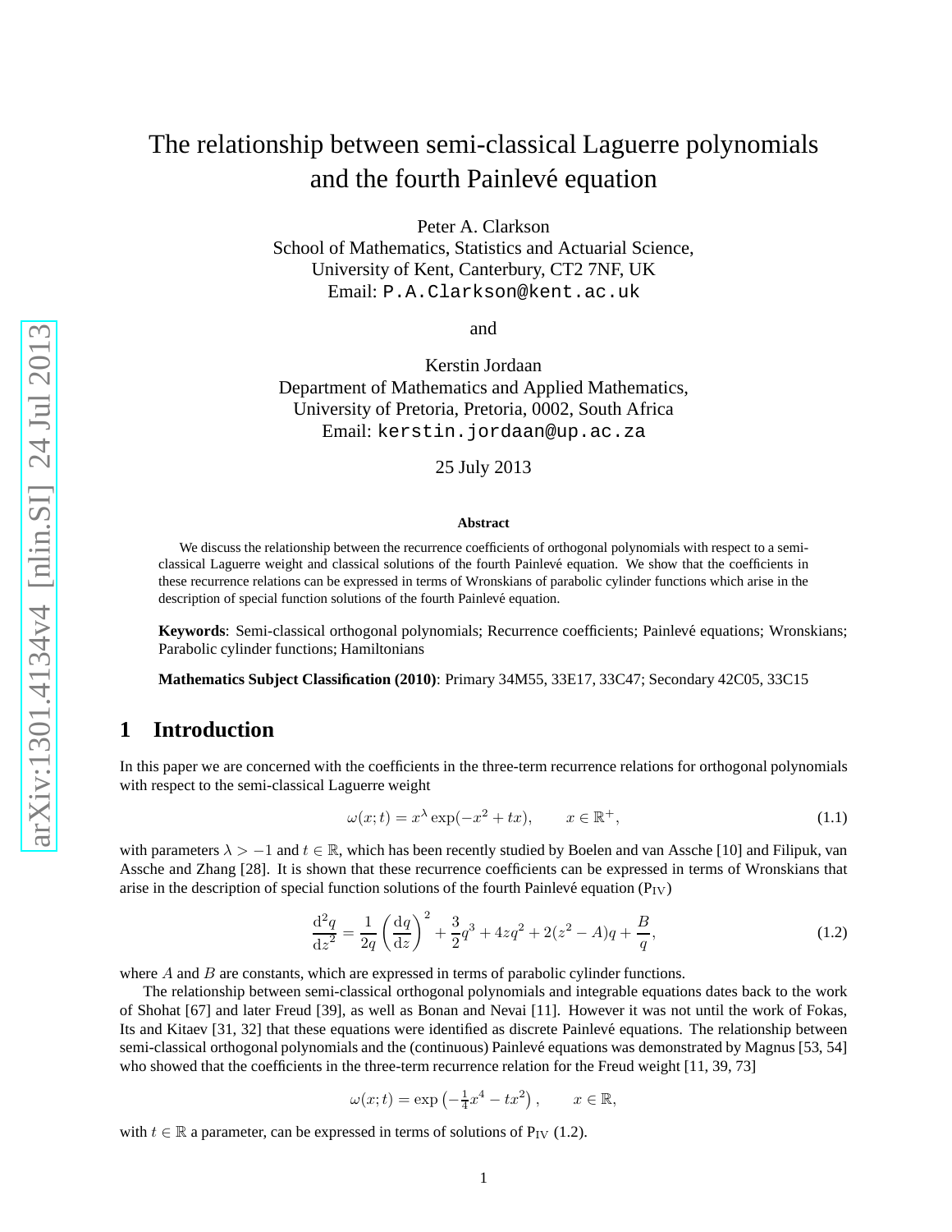# The relationship between semi-classical Laguerre polynomials and the fourth Painlevé equation

Peter A. Clarkson
School of Mathematics, Statistics and Actuarial Science,
University of Kent, Canterbury, CT2 7NF, UK
Email: P.A.Clarkson@kent.ac.uk

and

Kerstin Jordaan
Department of Mathematics and Applied Mathematics,
University of Pretoria, Pretoria, 0002, South Africa
Email: kerstin.jordaan@up.ac.za

25 July 2013

**Abstract**

We discuss the relationship between the recurrence coefficients of orthogonal polynomials with respect to a semi-classical Laguerre weight and classical solutions of the fourth Painlevé equation. We show that the coefficients in these recurrence relations can be expressed in terms of Wronskians of parabolic cylinder functions which arise in the description of special function solutions of the fourth Painlevé equation.

**Keywords**: Semi-classical orthogonal polynomials; Recurrence coefficients; Painlevé equations; Wronskians; Parabolic cylinder functions; Hamiltonians

**Mathematics Subject Classification (2010)**: Primary 34M55, 33E17, 33C47; Secondary 42C05, 33C15

## 1 Introduction

In this paper we are concerned with the coefficients in the three-term recurrence relations for orthogonal polynomials with respect to the semi-classical Laguerre weight

$$\omega(x;t) = x^{\lambda}\exp(-x^2+tx), \qquad x \in \mathbb{R}^+, \tag{1.1}$$

with parameters $\lambda > -1$ and $t \in \mathbb{R}$, which has been recently studied by Boelen and van Assche [10] and Filipuk, van Assche and Zhang [28]. It is shown that these recurrence coefficients can be expressed in terms of Wronskians that arise in the description of special function solutions of the fourth Painlevé equation ($\mathrm{P_{IV}}$)

$$\frac{\mathrm{d}^2q}{\mathrm{d}z^2} = \frac{1}{2q}\left(\frac{\mathrm{d}q}{\mathrm{d}z}\right)^2 + \frac{3}{2}q^3 + 4zq^2 + 2(z^2-A)q + \frac{B}{q}, \tag{1.2}$$

where $A$ and $B$ are constants, which are expressed in terms of parabolic cylinder functions.

The relationship between semi-classical orthogonal polynomials and integrable equations dates back to the work of Shohat [67] and later Freud [39], as well as Bonan and Nevai [11]. However it was not until the work of Fokas, Its and Kitaev [31, 32] that these equations were identified as discrete Painlevé equations. The relationship between semi-classical orthogonal polynomials and the (continuous) Painlevé equations was demonstrated by Magnus [53, 54] who showed that the coefficients in the three-term recurrence relation for the Freud weight [11, 39, 73]

$$\omega(x;t) = \exp\left(-\tfrac{1}{4}x^4 - tx^2\right), \qquad x \in \mathbb{R},$$

with $t \in \mathbb{R}$ a parameter, can be expressed in terms of solutions of $\mathrm{P_{IV}}$ (1.2).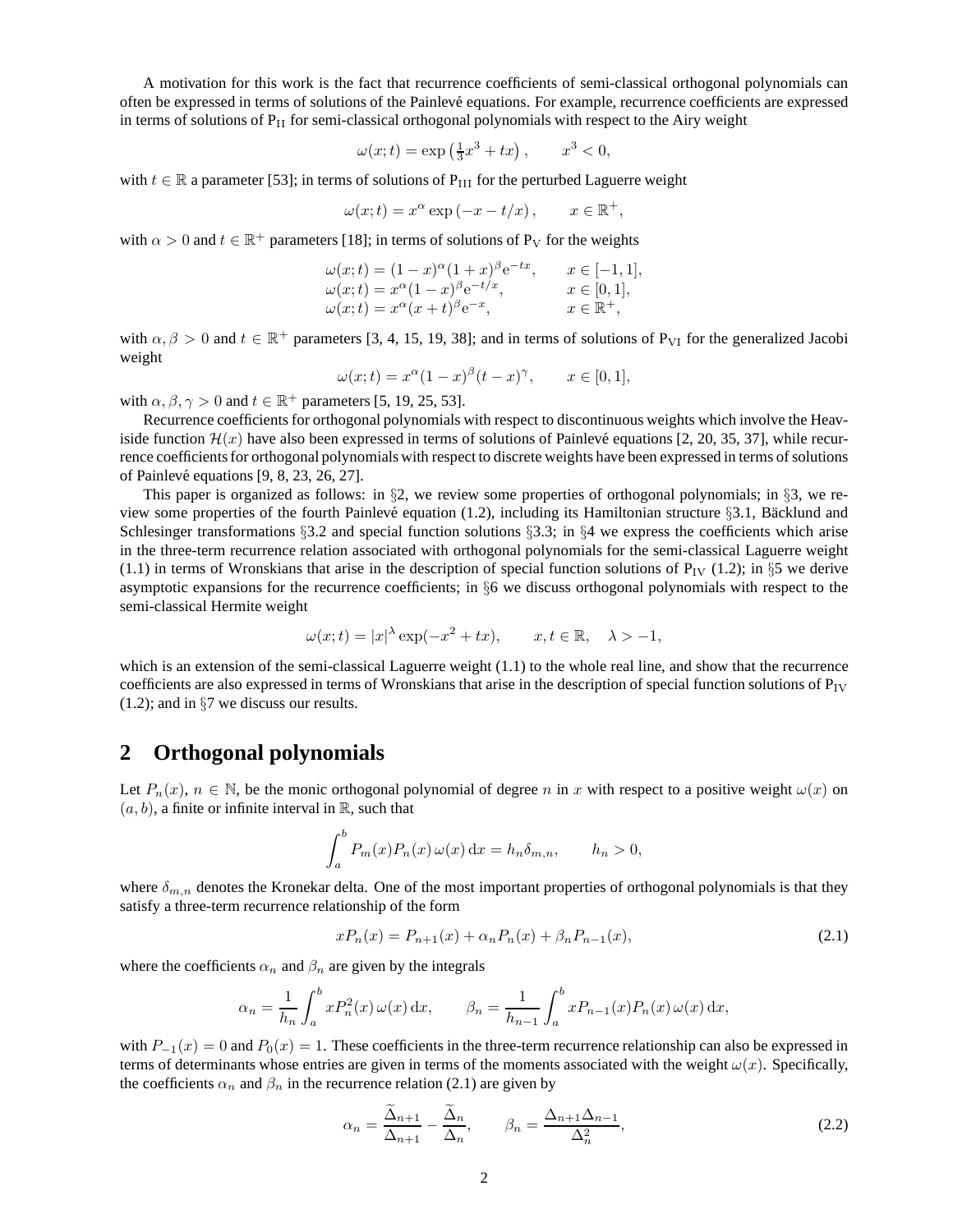A motivation for this work is the fact that recurrence coefficients of semi-classical orthogonal polynomials can often be expressed in terms of solutions of the Painlevé equations. For example, recurrence coefficients are expressed in terms of solutions of $\mathrm{P_{II}}$ for semi-classical orthogonal polynomials with respect to the Airy weight

$$\omega(x;t) = \exp\left(\tfrac{1}{3}x^3 + tx\right), \qquad x^3 < 0,$$

with $t \in \mathbb{R}$ a parameter [53]; in terms of solutions of $\mathrm{P_{III}}$ for the perturbed Laguerre weight

$$\omega(x;t) = x^\alpha \exp\left(-x - t/x\right), \qquad x \in \mathbb{R}^+,$$

with $\alpha > 0$ and $t \in \mathbb{R}^+$ parameters [18]; in terms of solutions of $\mathrm{P_V}$ for the weights

$$\begin{array}{ll} \omega(x;t) = (1-x)^\alpha(1+x)^\beta \mathrm{e}^{-tx}, & x \in [-1,1], \\ \omega(x;t) = x^\alpha(1-x)^\beta \mathrm{e}^{-t/x}, & x \in [0,1], \\ \omega(x;t) = x^\alpha(x+t)^\beta \mathrm{e}^{-x}, & x \in \mathbb{R}^+, \end{array}$$

with $\alpha, \beta > 0$ and $t \in \mathbb{R}^+$ parameters [3, 4, 15, 19, 38]; and in terms of solutions of $\mathrm{P_{VI}}$ for the generalized Jacobi weight

$$\omega(x;t) = x^\alpha(1-x)^\beta(t-x)^\gamma, \qquad x \in [0,1],$$

with $\alpha, \beta, \gamma > 0$ and $t \in \mathbb{R}^+$ parameters [5, 19, 25, 53].

Recurrence coefficients for orthogonal polynomials with respect to discontinuous weights which involve the Heaviside function $\mathcal{H}(x)$ have also been expressed in terms of solutions of Painlevé equations [2, 20, 35, 37], while recurrence coefficients for orthogonal polynomials with respect to discrete weights have been expressed in terms of solutions of Painlevé equations [9, 8, 23, 26, 27].

This paper is organized as follows: in §2, we review some properties of orthogonal polynomials; in §3, we review some properties of the fourth Painlevé equation (1.2), including its Hamiltonian structure §3.1, Bäcklund and Schlesinger transformations §3.2 and special function solutions §3.3; in §4 we express the coefficients which arise in the three-term recurrence relation associated with orthogonal polynomials for the semi-classical Laguerre weight (1.1) in terms of Wronskians that arise in the description of special function solutions of $\mathrm{P_{IV}}$ (1.2); in §5 we derive asymptotic expansions for the recurrence coefficients; in §6 we discuss orthogonal polynomials with respect to the semi-classical Hermite weight

$$\omega(x;t) = |x|^\lambda \exp(-x^2 + tx), \qquad x, t \in \mathbb{R}, \quad \lambda > -1,$$

which is an extension of the semi-classical Laguerre weight (1.1) to the whole real line, and show that the recurrence coefficients are also expressed in terms of Wronskians that arise in the description of special function solutions of $\mathrm{P_{IV}}$ (1.2); and in §7 we discuss our results.

## 2 Orthogonal polynomials

Let $P_n(x)$, $n \in \mathbb{N}$, be the monic orthogonal polynomial of degree $n$ in $x$ with respect to a positive weight $\omega(x)$ on $(a, b)$, a finite or infinite interval in $\mathbb{R}$, such that

$$\int_a^b P_m(x)P_n(x)\,\omega(x)\,\mathrm{d}x = h_n\delta_{m,n}, \qquad h_n > 0,$$

where $\delta_{m,n}$ denotes the Kronekar delta. One of the most important properties of orthogonal polynomials is that they satisfy a three-term recurrence relationship of the form

$$xP_n(x) = P_{n+1}(x) + \alpha_n P_n(x) + \beta_n P_{n-1}(x), \tag{2.1}$$

where the coefficients $\alpha_n$ and $\beta_n$ are given by the integrals

$$\alpha_n = \frac{1}{h_n}\int_a^b xP_n^2(x)\,\omega(x)\,\mathrm{d}x, \qquad \beta_n = \frac{1}{h_{n-1}}\int_a^b xP_{n-1}(x)P_n(x)\,\omega(x)\,\mathrm{d}x,$$

with $P_{-1}(x) = 0$ and $P_0(x) = 1$. These coefficients in the three-term recurrence relationship can also be expressed in terms of determinants whose entries are given in terms of the moments associated with the weight $\omega(x)$. Specifically, the coefficients $\alpha_n$ and $\beta_n$ in the recurrence relation (2.1) are given by

$$\alpha_n = \frac{\widetilde{\Delta}_{n+1}}{\Delta_{n+1}} - \frac{\widetilde{\Delta}_n}{\Delta_n}, \qquad \beta_n = \frac{\Delta_{n+1}\Delta_{n-1}}{\Delta_n^2}, \tag{2.2}$$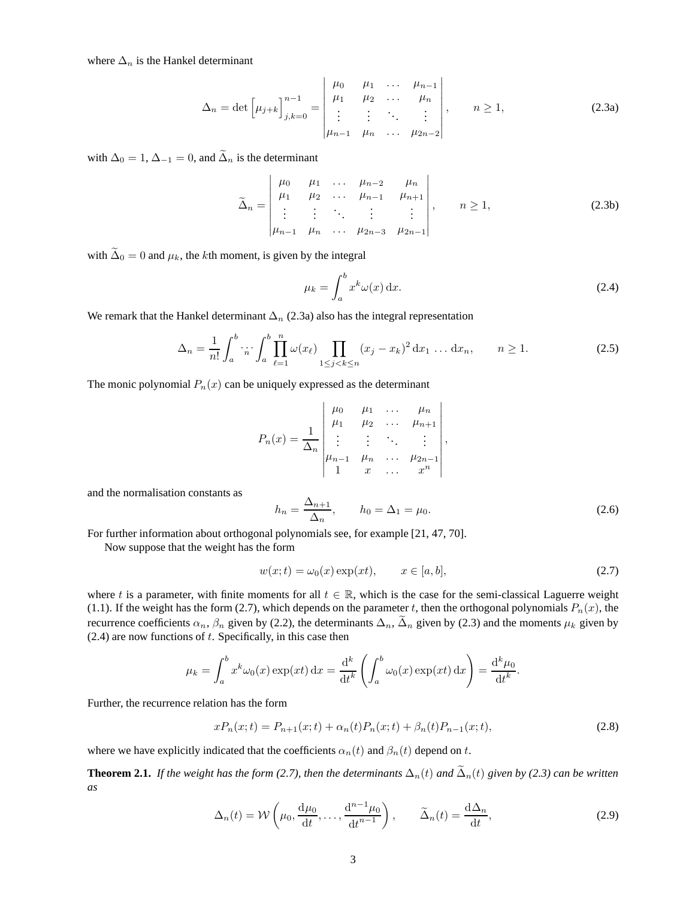where $\Delta_n$ is the Hankel determinant

$$\Delta_n = \det\Big[\mu_{j+k}\Big]_{j,k=0}^{n-1} = \begin{vmatrix} \mu_0 & \mu_1 & \dots & \mu_{n-1} \\ \mu_1 & \mu_2 & \dots & \mu_n \\ \vdots & \vdots & \ddots & \vdots \\ \mu_{n-1} & \mu_n & \dots & \mu_{2n-2} \end{vmatrix}, \qquad n \geq 1, \tag{2.3a}$$

with $\Delta_0 = 1$, $\Delta_{-1} = 0$, and $\widetilde{\Delta}_n$ is the determinant

$$\widetilde{\Delta}_n = \begin{vmatrix} \mu_0 & \mu_1 & \dots & \mu_{n-2} & \mu_n \\ \mu_1 & \mu_2 & \dots & \mu_{n-1} & \mu_{n+1} \\ \vdots & \vdots & \ddots & \vdots & \vdots \\ \mu_{n-1} & \mu_n & \dots & \mu_{2n-3} & \mu_{2n-1} \end{vmatrix}, \qquad n \geq 1, \tag{2.3b}$$

with $\widetilde{\Delta}_0 = 0$ and $\mu_k$, the $k$th moment, is given by the integral

$$\mu_k = \int_a^b x^k \omega(x)\,\mathrm{d}x. \tag{2.4}$$

We remark that the Hankel determinant $\Delta_n$ (2.3a) also has the integral representation

$$\Delta_n = \frac{1}{n!}\int_a^b \overset{n}{\cdots} \int_a^b \prod_{\ell=1}^{n} \omega(x_\ell) \prod_{1\leq j<k\leq n} (x_j - x_k)^2 \,\mathrm{d}x_1 \,\dots\, \mathrm{d}x_n, \qquad n \geq 1. \tag{2.5}$$

The monic polynomial $P_n(x)$ can be uniquely expressed as the determinant

$$P_n(x) = \frac{1}{\Delta_n}\begin{vmatrix} \mu_0 & \mu_1 & \dots & \mu_n \\ \mu_1 & \mu_2 & \dots & \mu_{n+1} \\ \vdots & \vdots & \ddots & \vdots \\ \mu_{n-1} & \mu_n & \dots & \mu_{2n-1} \\ 1 & x & \dots & x^n \end{vmatrix},$$

and the normalisation constants as

$$h_n = \frac{\Delta_{n+1}}{\Delta_n}, \qquad h_0 = \Delta_1 = \mu_0. \tag{2.6}$$

For further information about orthogonal polynomials see, for example [21, 47, 70].

Now suppose that the weight has the form

$$w(x;t) = \omega_0(x)\exp(xt), \qquad x \in [a,b], \tag{2.7}$$

where $t$ is a parameter, with finite moments for all $t \in \mathbb{R}$, which is the case for the semi-classical Laguerre weight (1.1). If the weight has the form (2.7), which depends on the parameter $t$, then the orthogonal polynomials $P_n(x)$, the recurrence coefficients $\alpha_n$, $\beta_n$ given by (2.2), the determinants $\Delta_n$, $\widetilde{\Delta}_n$ given by (2.3) and the moments $\mu_k$ given by (2.4) are now functions of $t$. Specifically, in this case then

$$\mu_k = \int_a^b x^k \omega_0(x)\exp(xt)\,\mathrm{d}x = \frac{\mathrm{d}^k}{\mathrm{d}t^k}\left(\int_a^b \omega_0(x)\exp(xt)\,\mathrm{d}x\right) = \frac{\mathrm{d}^k \mu_0}{\mathrm{d}t^k}.$$

Further, the recurrence relation has the form

$$xP_n(x;t) = P_{n+1}(x;t) + \alpha_n(t)P_n(x;t) + \beta_n(t)P_{n-1}(x;t), \tag{2.8}$$

where we have explicitly indicated that the coefficients $\alpha_n(t)$ and $\beta_n(t)$ depend on $t$.

**Theorem 2.1.** *If the weight has the form (2.7), then the determinants $\Delta_n(t)$ and $\widetilde{\Delta}_n(t)$ given by (2.3) can be written as*

$$\Delta_n(t) = \mathcal{W}\left(\mu_0, \frac{\mathrm{d}\mu_0}{\mathrm{d}t}, \dots, \frac{\mathrm{d}^{n-1}\mu_0}{\mathrm{d}t^{n-1}}\right), \qquad \widetilde{\Delta}_n(t) = \frac{\mathrm{d}\Delta_n}{\mathrm{d}t}, \tag{2.9}$$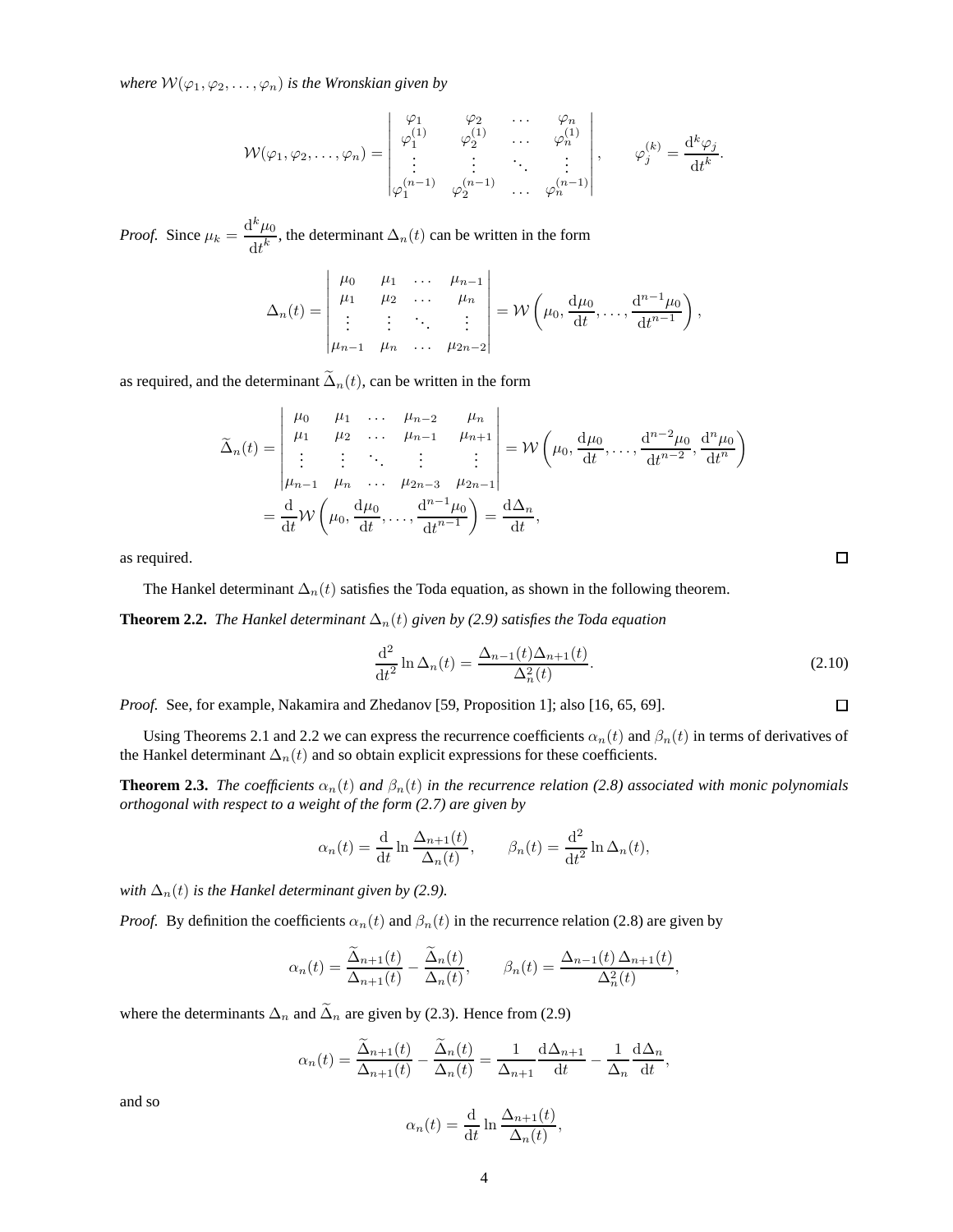*where* $\mathcal{W}(\varphi_1, \varphi_2, \ldots, \varphi_n)$ *is the Wronskian given by*

$$\mathcal{W}(\varphi_1, \varphi_2, \ldots, \varphi_n) = \begin{vmatrix} \varphi_1 & \varphi_2 & \cdots & \varphi_n \\ \varphi_1^{(1)} & \varphi_2^{(1)} & \cdots & \varphi_n^{(1)} \\ \vdots & \vdots & \ddots & \vdots \\ \varphi_1^{(n-1)} & \varphi_2^{(n-1)} & \cdots & \varphi_n^{(n-1)} \end{vmatrix}, \qquad \varphi_j^{(k)} = \frac{\mathrm{d}^k \varphi_j}{\mathrm{d}t^k}.$$

*Proof.* Since $\mu_k = \dfrac{\mathrm{d}^k \mu_0}{\mathrm{d}t^k}$, the determinant $\Delta_n(t)$ can be written in the form

$$\Delta_n(t) = \begin{vmatrix} \mu_0 & \mu_1 & \cdots & \mu_{n-1} \\ \mu_1 & \mu_2 & \cdots & \mu_n \\ \vdots & \vdots & \ddots & \vdots \\ \mu_{n-1} & \mu_n & \cdots & \mu_{2n-2} \end{vmatrix} = \mathcal{W}\left(\mu_0, \frac{\mathrm{d}\mu_0}{\mathrm{d}t}, \ldots, \frac{\mathrm{d}^{n-1}\mu_0}{\mathrm{d}t^{n-1}}\right),$$

as required, and the determinant $\widetilde{\Delta}_n(t)$, can be written in the form

$$\begin{aligned} \widetilde{\Delta}_n(t) &= \begin{vmatrix} \mu_0 & \mu_1 & \cdots & \mu_{n-2} & \mu_n \\ \mu_1 & \mu_2 & \cdots & \mu_{n-1} & \mu_{n+1} \\ \vdots & \vdots & \ddots & \vdots & \vdots \\ \mu_{n-1} & \mu_n & \cdots & \mu_{2n-3} & \mu_{2n-1} \end{vmatrix} = \mathcal{W}\left(\mu_0, \frac{\mathrm{d}\mu_0}{\mathrm{d}t}, \ldots, \frac{\mathrm{d}^{n-2}\mu_0}{\mathrm{d}t^{n-2}}, \frac{\mathrm{d}^{n}\mu_0}{\mathrm{d}t^{n}}\right) \\ &= \frac{\mathrm{d}}{\mathrm{d}t}\mathcal{W}\left(\mu_0, \frac{\mathrm{d}\mu_0}{\mathrm{d}t}, \ldots, \frac{\mathrm{d}^{n-1}\mu_0}{\mathrm{d}t^{n-1}}\right) = \frac{\mathrm{d}\Delta_n}{\mathrm{d}t}, \end{aligned}$$

as required. □

The Hankel determinant $\Delta_n(t)$ satisfies the Toda equation, as shown in the following theorem.

**Theorem 2.2.** *The Hankel determinant* $\Delta_n(t)$ *given by (2.9) satisfies the Toda equation*

$$\frac{\mathrm{d}^2}{\mathrm{d}t^2} \ln \Delta_n(t) = \frac{\Delta_{n-1}(t)\Delta_{n+1}(t)}{\Delta_n^2(t)}. \tag{2.10}$$

*Proof.* See, for example, Nakamira and Zhedanov [59, Proposition 1]; also [16, 65, 69]. □

Using Theorems 2.1 and 2.2 we can express the recurrence coefficients $\alpha_n(t)$ and $\beta_n(t)$ in terms of derivatives of the Hankel determinant $\Delta_n(t)$ and so obtain explicit expressions for these coefficients.

**Theorem 2.3.** *The coefficients* $\alpha_n(t)$ *and* $\beta_n(t)$ *in the recurrence relation (2.8) associated with monic polynomials orthogonal with respect to a weight of the form (2.7) are given by*

$$\alpha_n(t) = \frac{\mathrm{d}}{\mathrm{d}t} \ln \frac{\Delta_{n+1}(t)}{\Delta_n(t)}, \qquad \beta_n(t) = \frac{\mathrm{d}^2}{\mathrm{d}t^2} \ln \Delta_n(t),$$

*with* $\Delta_n(t)$ *is the Hankel determinant given by (2.9).*

*Proof.* By definition the coefficients $\alpha_n(t)$ and $\beta_n(t)$ in the recurrence relation (2.8) are given by

$$\alpha_n(t) = \frac{\widetilde{\Delta}_{n+1}(t)}{\Delta_{n+1}(t)} - \frac{\widetilde{\Delta}_n(t)}{\Delta_n(t)}, \qquad \beta_n(t) = \frac{\Delta_{n-1}(t)\,\Delta_{n+1}(t)}{\Delta_n^2(t)},$$

where the determinants $\Delta_n$ and $\widetilde{\Delta}_n$ are given by (2.3). Hence from (2.9)

$$\alpha_n(t) = \frac{\widetilde{\Delta}_{n+1}(t)}{\Delta_{n+1}(t)} - \frac{\widetilde{\Delta}_n(t)}{\Delta_n(t)} = \frac{1}{\Delta_{n+1}}\frac{\mathrm{d}\Delta_{n+1}}{\mathrm{d}t} - \frac{1}{\Delta_n}\frac{\mathrm{d}\Delta_n}{\mathrm{d}t},$$

and so

$$\alpha_n(t) = \frac{\mathrm{d}}{\mathrm{d}t} \ln \frac{\Delta_{n+1}(t)}{\Delta_n(t)},$$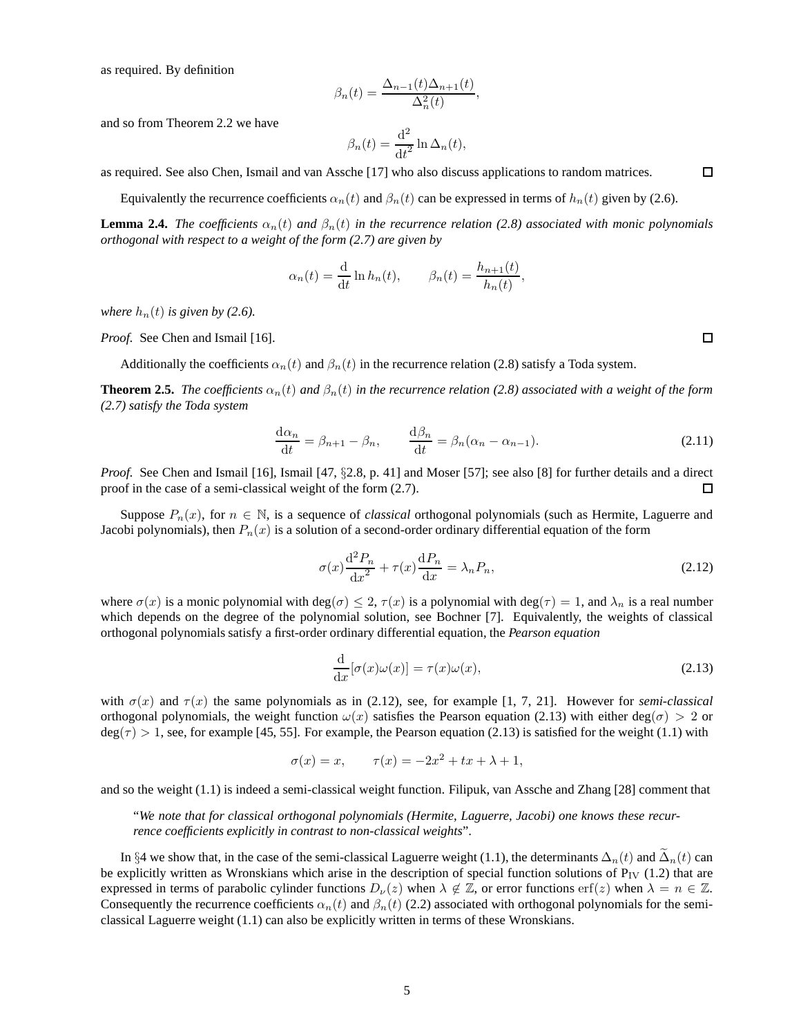as required. By definition

$$\beta_n(t) = \frac{\Delta_{n-1}(t)\Delta_{n+1}(t)}{\Delta_n^2(t)},$$

and so from Theorem 2.2 we have

$$\beta_n(t) = \frac{\mathrm{d}^2}{\mathrm{d}t^2} \ln \Delta_n(t),$$

as required. See also Chen, Ismail and van Assche [17] who also discuss applications to random matrices. □

Equivalently the recurrence coefficients $\alpha_n(t)$ and $\beta_n(t)$ can be expressed in terms of $h_n(t)$ given by (2.6).

**Lemma 2.4.** *The coefficients $\alpha_n(t)$ and $\beta_n(t)$ in the recurrence relation (2.8) associated with monic polynomials orthogonal with respect to a weight of the form (2.7) are given by*

$$\alpha_n(t) = \frac{\mathrm{d}}{\mathrm{d}t} \ln h_n(t), \qquad \beta_n(t) = \frac{h_{n+1}(t)}{h_n(t)},$$

*where $h_n(t)$ is given by (2.6).*

*Proof.* See Chen and Ismail [16]. □

Additionally the coefficients $\alpha_n(t)$ and $\beta_n(t)$ in the recurrence relation (2.8) satisfy a Toda system.

**Theorem 2.5.** *The coefficients $\alpha_n(t)$ and $\beta_n(t)$ in the recurrence relation (2.8) associated with a weight of the form (2.7) satisfy the Toda system*

$$\frac{\mathrm{d}\alpha_n}{\mathrm{d}t} = \beta_{n+1} - \beta_n, \qquad \frac{\mathrm{d}\beta_n}{\mathrm{d}t} = \beta_n(\alpha_n - \alpha_{n-1}). \tag{2.11}$$

*Proof.* See Chen and Ismail [16], Ismail [47, §2.8, p. 41] and Moser [57]; see also [8] for further details and a direct proof in the case of a semi-classical weight of the form (2.7). □

Suppose $P_n(x)$, for $n \in \mathbb{N}$, is a sequence of *classical* orthogonal polynomials (such as Hermite, Laguerre and Jacobi polynomials), then $P_n(x)$ is a solution of a second-order ordinary differential equation of the form

$$\sigma(x)\frac{\mathrm{d}^2 P_n}{\mathrm{d}x^2} + \tau(x)\frac{\mathrm{d}P_n}{\mathrm{d}x} = \lambda_n P_n, \tag{2.12}$$

where $\sigma(x)$ is a monic polynomial with $\deg(\sigma) \le 2$, $\tau(x)$ is a polynomial with $\deg(\tau) = 1$, and $\lambda_n$ is a real number which depends on the degree of the polynomial solution, see Bochner [7]. Equivalently, the weights of classical orthogonal polynomials satisfy a first-order ordinary differential equation, the *Pearson equation*

$$\frac{\mathrm{d}}{\mathrm{d}x}[\sigma(x)\omega(x)] = \tau(x)\omega(x), \tag{2.13}$$

with $\sigma(x)$ and $\tau(x)$ the same polynomials as in (2.12), see, for example [1, 7, 21]. However for *semi-classical* orthogonal polynomials, the weight function $\omega(x)$ satisfies the Pearson equation (2.13) with either $\deg(\sigma) > 2$ or $\deg(\tau) > 1$, see, for example [45, 55]. For example, the Pearson equation (2.13) is satisfied for the weight (1.1) with

$$\sigma(x) = x, \qquad \tau(x) = -2x^2 + tx + \lambda + 1,$$

and so the weight (1.1) is indeed a semi-classical weight function. Filipuk, van Assche and Zhang [28] comment that

> "*We note that for classical orthogonal polynomials (Hermite, Laguerre, Jacobi) one knows these recurrence coefficients explicitly in contrast to non-classical weights*".

In §4 we show that, in the case of the semi-classical Laguerre weight (1.1), the determinants $\Delta_n(t)$ and $\widetilde{\Delta}_n(t)$ can be explicitly written as Wronskians which arise in the description of special function solutions of $\mathrm{P_{IV}}$ (1.2) that are expressed in terms of parabolic cylinder functions $D_\nu(z)$ when $\lambda \notin \mathbb{Z}$, or error functions $\operatorname{erf}(z)$ when $\lambda = n \in \mathbb{Z}$. Consequently the recurrence coefficients $\alpha_n(t)$ and $\beta_n(t)$ (2.2) associated with orthogonal polynomials for the semi-classical Laguerre weight (1.1) can also be explicitly written in terms of these Wronskians.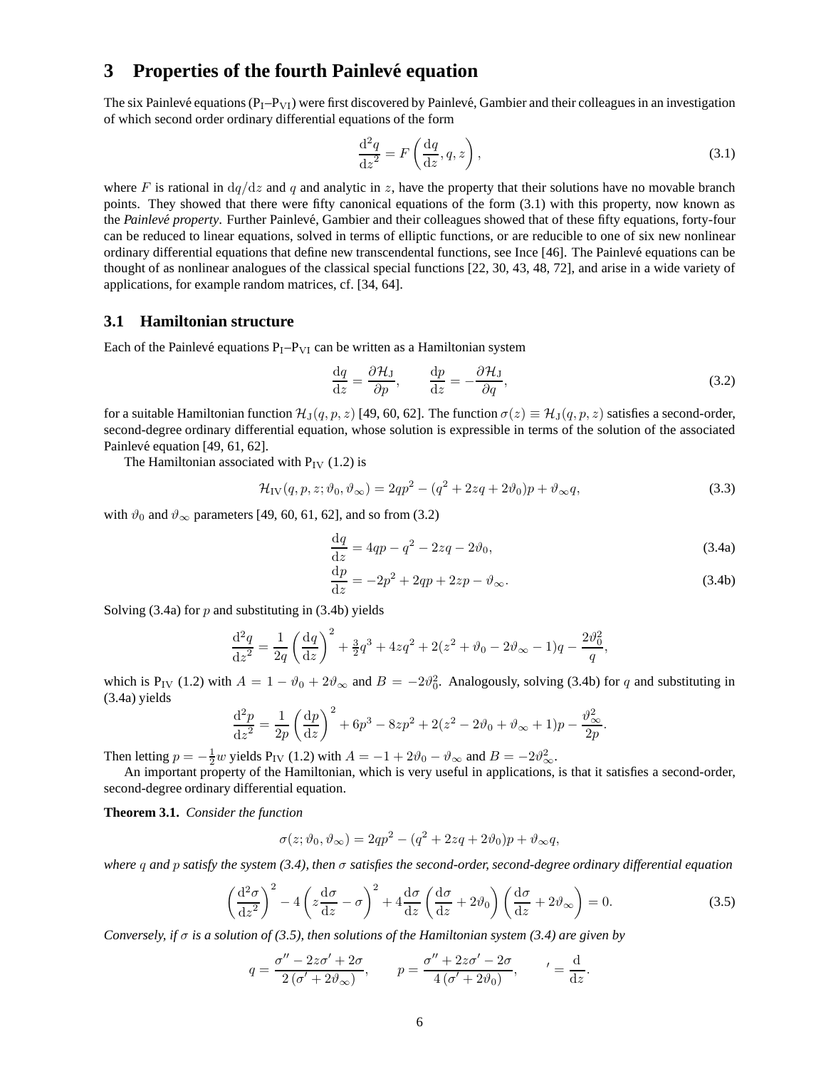## 3 Properties of the fourth Painlevé equation

The six Painlevé equations ($P_I$–$P_{VI}$) were first discovered by Painlevé, Gambier and their colleagues in an investigation of which second order ordinary differential equations of the form

$$\frac{\mathrm{d}^2q}{\mathrm{d}z^2} = F\left(\frac{\mathrm{d}q}{\mathrm{d}z}, q, z\right), \tag{3.1}$$

where $F$ is rational in $\mathrm{d}q/\mathrm{d}z$ and $q$ and analytic in $z$, have the property that their solutions have no movable branch points. They showed that there were fifty canonical equations of the form (3.1) with this property, now known as the *Painlevé property*. Further Painlevé, Gambier and their colleagues showed that of these fifty equations, forty-four can be reduced to linear equations, solved in terms of elliptic functions, or are reducible to one of six new nonlinear ordinary differential equations that define new transcendental functions, see Ince [46]. The Painlevé equations can be thought of as nonlinear analogues of the classical special functions [22, 30, 43, 48, 72], and arise in a wide variety of applications, for example random matrices, cf. [34, 64].

### 3.1 Hamiltonian structure

Each of the Painlevé equations $P_I$–$P_{VI}$ can be written as a Hamiltonian system

$$\frac{\mathrm{d}q}{\mathrm{d}z} = \frac{\partial \mathcal{H}_J}{\partial p}, \qquad \frac{\mathrm{d}p}{\mathrm{d}z} = -\frac{\partial \mathcal{H}_J}{\partial q}, \tag{3.2}$$

for a suitable Hamiltonian function $\mathcal{H}_J(q, p, z)$ [49, 60, 62]. The function $\sigma(z) \equiv \mathcal{H}_J(q, p, z)$ satisfies a second-order, second-degree ordinary differential equation, whose solution is expressible in terms of the solution of the associated Painlevé equation [49, 61, 62].

The Hamiltonian associated with $P_{IV}$ (1.2) is

$$\mathcal{H}_{IV}(q, p, z; \vartheta_0, \vartheta_\infty) = 2qp^2 - (q^2 + 2zq + 2\vartheta_0)p + \vartheta_\infty q, \tag{3.3}$$

with $\vartheta_0$ and $\vartheta_\infty$ parameters [49, 60, 61, 62], and so from (3.2)

$$\frac{\mathrm{d}q}{\mathrm{d}z} = 4qp - q^2 - 2zq - 2\vartheta_0, \tag{3.4a}$$

$$\frac{\mathrm{d}p}{\mathrm{d}z} = -2p^2 + 2qp + 2zp - \vartheta_\infty. \tag{3.4b}$$

Solving (3.4a) for $p$ and substituting in (3.4b) yields

$$\frac{\mathrm{d}^2q}{\mathrm{d}z^2} = \frac{1}{2q}\left(\frac{\mathrm{d}q}{\mathrm{d}z}\right)^2 + \tfrac{3}{2}q^3 + 4zq^2 + 2(z^2 + \vartheta_0 - 2\vartheta_\infty - 1)q - \frac{2\vartheta_0^2}{q},$$

which is $P_{IV}$ (1.2) with $A = 1 - \vartheta_0 + 2\vartheta_\infty$ and $B = -2\vartheta_0^2$. Analogously, solving (3.4b) for $q$ and substituting in (3.4a) yields

$$\frac{\mathrm{d}^2p}{\mathrm{d}z^2} = \frac{1}{2p}\left(\frac{\mathrm{d}p}{\mathrm{d}z}\right)^2 + 6p^3 - 8zp^2 + 2(z^2 - 2\vartheta_0 + \vartheta_\infty + 1)p - \frac{\vartheta_\infty^2}{2p}.$$

Then letting $p = -\frac{1}{2}w$ yields $P_{IV}$ (1.2) with $A = -1 + 2\vartheta_0 - \vartheta_\infty$ and $B = -2\vartheta_\infty^2$.

An important property of the Hamiltonian, which is very useful in applications, is that it satisfies a second-order, second-degree ordinary differential equation.

**Theorem 3.1.** *Consider the function*

$$\sigma(z; \vartheta_0, \vartheta_\infty) = 2qp^2 - (q^2 + 2zq + 2\vartheta_0)p + \vartheta_\infty q,$$

*where $q$ and $p$ satisfy the system (3.4), then $\sigma$ satisfies the second-order, second-degree ordinary differential equation*

$$\left(\frac{\mathrm{d}^2\sigma}{\mathrm{d}z^2}\right)^2 - 4\left(z\frac{\mathrm{d}\sigma}{\mathrm{d}z} - \sigma\right)^2 + 4\frac{\mathrm{d}\sigma}{\mathrm{d}z}\left(\frac{\mathrm{d}\sigma}{\mathrm{d}z} + 2\vartheta_0\right)\left(\frac{\mathrm{d}\sigma}{\mathrm{d}z} + 2\vartheta_\infty\right) = 0. \tag{3.5}$$

*Conversely, if $\sigma$ is a solution of (3.5), then solutions of the Hamiltonian system (3.4) are given by*

$$q = \frac{\sigma'' - 2z\sigma' + 2\sigma}{2(\sigma' + 2\vartheta_\infty)}, \qquad p = \frac{\sigma'' + 2z\sigma' - 2\sigma}{4(\sigma' + 2\vartheta_0)}, \qquad ' = \frac{\mathrm{d}}{\mathrm{d}z}.$$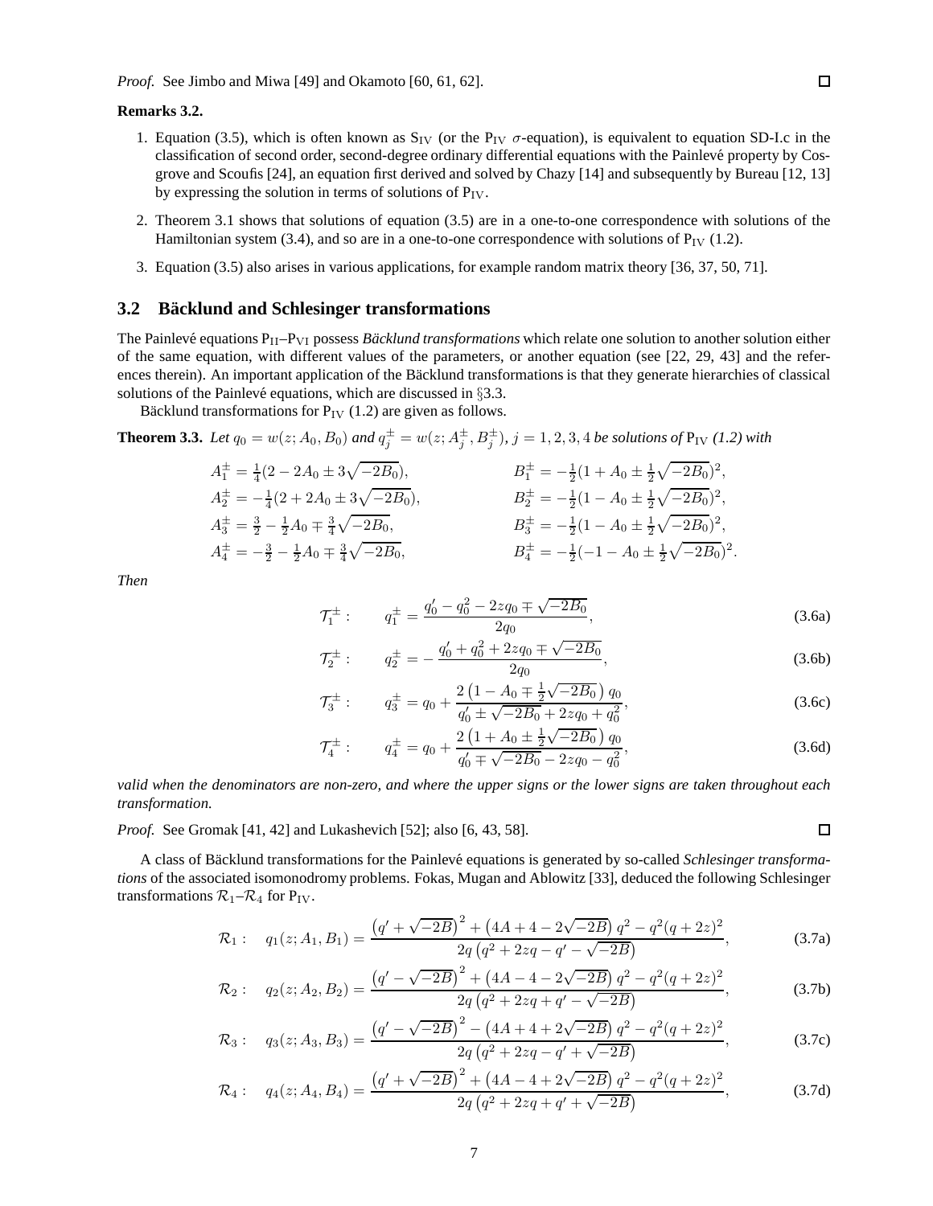*Proof.* See Jimbo and Miwa [49] and Okamoto [60, 61, 62]. □

**Remarks 3.2.**

1. Equation (3.5), which is often known as $\mathrm{S_{IV}}$ (or the $\mathrm{P_{IV}}$ $\sigma$-equation), is equivalent to equation SD-I.c in the classification of second order, second-degree ordinary differential equations with the Painlevé property by Cosgrove and Scoufis [24], an equation first derived and solved by Chazy [14] and subsequently by Bureau [12, 13] by expressing the solution in terms of solutions of $\mathrm{P_{IV}}$.
2. Theorem 3.1 shows that solutions of equation (3.5) are in a one-to-one correspondence with solutions of the Hamiltonian system (3.4), and so are in a one-to-one correspondence with solutions of $\mathrm{P_{IV}}$ (1.2).
3. Equation (3.5) also arises in various applications, for example random matrix theory [36, 37, 50, 71].

## 3.2 Bäcklund and Schlesinger transformations

The Painlevé equations $\mathrm{P_{II}}$–$\mathrm{P_{VI}}$ possess *Bäcklund transformations* which relate one solution to another solution either of the same equation, with different values of the parameters, or another equation (see [22, 29, 43] and the references therein). An important application of the Bäcklund transformations is that they generate hierarchies of classical solutions of the Painlevé equations, which are discussed in §3.3.

Bäcklund transformations for $\mathrm{P_{IV}}$ (1.2) are given as follows.

**Theorem 3.3.** *Let $q_0 = w(z; A_0, B_0)$ and $q_j^\pm = w(z; A_j^\pm, B_j^\pm)$, $j = 1, 2, 3, 4$ be solutions of $\mathrm{P_{IV}}$ (1.2) with*

$$
\begin{aligned}
A_1^\pm &= \tfrac{1}{4}(2 - 2A_0 \pm 3\sqrt{-2B_0}), & B_1^\pm &= -\tfrac{1}{2}(1 + A_0 \pm \tfrac{1}{2}\sqrt{-2B_0})^2,\\
A_2^\pm &= -\tfrac{1}{4}(2 + 2A_0 \pm 3\sqrt{-2B_0}), & B_2^\pm &= -\tfrac{1}{2}(1 - A_0 \pm \tfrac{1}{2}\sqrt{-2B_0})^2,\\
A_3^\pm &= \tfrac{3}{2} - \tfrac{1}{2}A_0 \mp \tfrac{3}{4}\sqrt{-2B_0}, & B_3^\pm &= -\tfrac{1}{2}(1 - A_0 \pm \tfrac{1}{2}\sqrt{-2B_0})^2,\\
A_4^\pm &= -\tfrac{3}{2} - \tfrac{1}{2}A_0 \mp \tfrac{3}{4}\sqrt{-2B_0}, & B_4^\pm &= -\tfrac{1}{2}(-1 - A_0 \pm \tfrac{1}{2}\sqrt{-2B_0})^2.
\end{aligned}
$$

*Then*

$$
\mathcal{T}_1^\pm: \qquad q_1^\pm = \frac{q_0' - q_0^2 - 2zq_0 \mp \sqrt{-2B_0}}{2q_0}, \tag{3.6a}
$$

$$
\mathcal{T}_2^\pm: \qquad q_2^\pm = -\frac{q_0' + q_0^2 + 2zq_0 \mp \sqrt{-2B_0}}{2q_0}, \tag{3.6b}
$$

$$
\mathcal{T}_3^\pm: \qquad q_3^\pm = q_0 + \frac{2\left(1 - A_0 \mp \frac{1}{2}\sqrt{-2B_0}\right)q_0}{q_0' \pm \sqrt{-2B_0} + 2zq_0 + q_0^2}, \tag{3.6c}
$$

$$
\mathcal{T}_4^\pm: \qquad q_4^\pm = q_0 + \frac{2\left(1 + A_0 \pm \frac{1}{2}\sqrt{-2B_0}\right)q_0}{q_0' \mp \sqrt{-2B_0} - 2zq_0 - q_0^2}, \tag{3.6d}
$$

*valid when the denominators are non-zero, and where the upper signs or the lower signs are taken throughout each transformation.*

*Proof.* See Gromak [41, 42] and Lukashevich [52]; also [6, 43, 58]. □

A class of Bäcklund transformations for the Painlevé equations is generated by so-called *Schlesinger transformations* of the associated isomonodromy problems. Fokas, Mugan and Ablowitz [33], deduced the following Schlesinger transformations $\mathcal{R}_1$–$\mathcal{R}_4$ for $\mathrm{P_{IV}}$.

$$
\mathcal{R}_1: \quad q_1(z; A_1, B_1) = \frac{\left(q' + \sqrt{-2B}\right)^2 + \left(4A + 4 - 2\sqrt{-2B}\right)q^2 - q^2(q + 2z)^2}{2q\left(q^2 + 2zq - q' - \sqrt{-2B}\right)}, \tag{3.7a}
$$

$$
\mathcal{R}_2: \quad q_2(z; A_2, B_2) = \frac{\left(q' - \sqrt{-2B}\right)^2 + \left(4A - 4 - 2\sqrt{-2B}\right)q^2 - q^2(q + 2z)^2}{2q\left(q^2 + 2zq + q' - \sqrt{-2B}\right)}, \tag{3.7b}
$$

$$
\mathcal{R}_3: \quad q_3(z; A_3, B_3) = \frac{\left(q' - \sqrt{-2B}\right)^2 - \left(4A + 4 + 2\sqrt{-2B}\right)q^2 - q^2(q + 2z)^2}{2q\left(q^2 + 2zq - q' + \sqrt{-2B}\right)}, \tag{3.7c}
$$

$$
\mathcal{R}_4: \quad q_4(z; A_4, B_4) = \frac{\left(q' + \sqrt{-2B}\right)^2 + \left(4A - 4 + 2\sqrt{-2B}\right)q^2 - q^2(q + 2z)^2}{2q\left(q^2 + 2zq + q' + \sqrt{-2B}\right)}, \tag{3.7d}
$$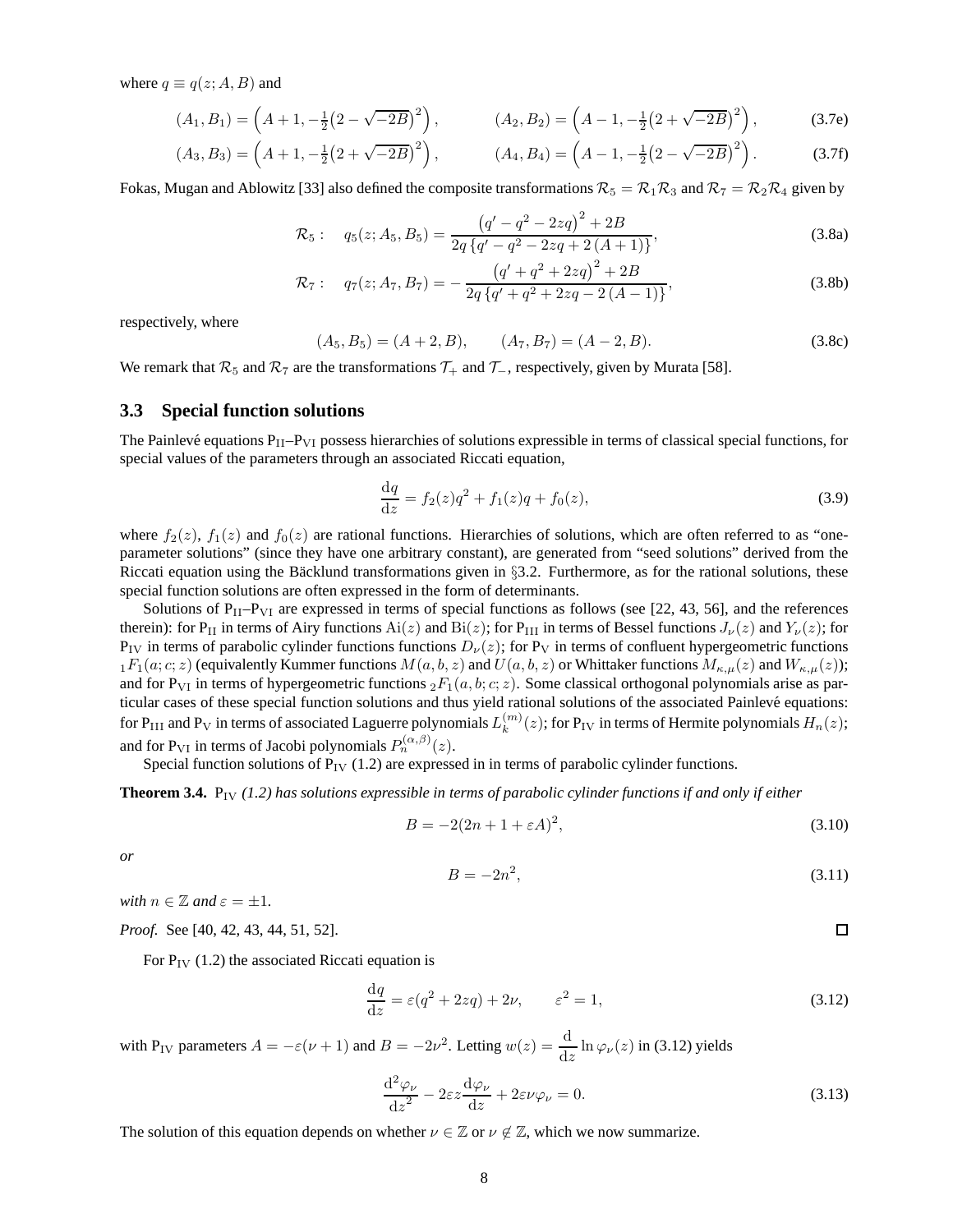where $q \equiv q(z; A, B)$ and

$$(A_1, B_1) = \left(A+1, -\tfrac{1}{2}\big(2-\sqrt{-2B}\big)^2\right), \qquad (A_2, B_2) = \left(A-1, -\tfrac{1}{2}\big(2+\sqrt{-2B}\big)^2\right), \tag{3.7e}$$

$$(A_3, B_3) = \left(A+1, -\tfrac{1}{2}\big(2+\sqrt{-2B}\big)^2\right), \qquad (A_4, B_4) = \left(A-1, -\tfrac{1}{2}\big(2-\sqrt{-2B}\big)^2\right). \tag{3.7f}$$

Fokas, Mugan and Ablowitz [33] also defined the composite transformations $\mathcal{R}_5 = \mathcal{R}_1\mathcal{R}_3$ and $\mathcal{R}_7 = \mathcal{R}_2\mathcal{R}_4$ given by

$$\mathcal{R}_5: \quad q_5(z; A_5, B_5) = \frac{\left(q' - q^2 - 2zq\right)^2 + 2B}{2q\left\{q' - q^2 - 2zq + 2\left(A+1\right)\right\}}, \tag{3.8a}$$

$$\mathcal{R}_7: \quad q_7(z; A_7, B_7) = -\frac{\left(q' + q^2 + 2zq\right)^2 + 2B}{2q\left\{q' + q^2 + 2zq - 2\left(A-1\right)\right\}}, \tag{3.8b}$$

respectively, where

$$(A_5, B_5) = (A+2, B), \qquad (A_7, B_7) = (A-2, B). \tag{3.8c}$$

We remark that $\mathcal{R}_5$ and $\mathcal{R}_7$ are the transformations $\mathcal{T}_+$ and $\mathcal{T}_-$, respectively, given by Murata [58].

### 3.3 Special function solutions

The Painlevé equations $\mathrm{P_{II}}$–$\mathrm{P_{VI}}$ possess hierarchies of solutions expressible in terms of classical special functions, for special values of the parameters through an associated Riccati equation,

$$\frac{\mathrm{d}q}{\mathrm{d}z} = f_2(z)q^2 + f_1(z)q + f_0(z), \tag{3.9}$$

where $f_2(z)$, $f_1(z)$ and $f_0(z)$ are rational functions. Hierarchies of solutions, which are often referred to as "one-parameter solutions" (since they have one arbitrary constant), are generated from "seed solutions" derived from the Riccati equation using the Bäcklund transformations given in §3.2. Furthermore, as for the rational solutions, these special function solutions are often expressed in the form of determinants.

Solutions of $\mathrm{P_{II}}$–$\mathrm{P_{VI}}$ are expressed in terms of special functions as follows (see [22, 43, 56], and the references therein): for $\mathrm{P_{II}}$ in terms of Airy functions $\mathrm{Ai}(z)$ and $\mathrm{Bi}(z)$; for $\mathrm{P_{III}}$ in terms of Bessel functions $J_\nu(z)$ and $Y_\nu(z)$; for $\mathrm{P_{IV}}$ in terms of parabolic cylinder functions functions $D_\nu(z)$; for $\mathrm{P_V}$ in terms of confluent hypergeometric functions ${}_1F_1(a; c; z)$ (equivalently Kummer functions $M(a, b, z)$ and $U(a, b, z)$ or Whittaker functions $M_{\kappa,\mu}(z)$ and $W_{\kappa,\mu}(z)$); and for $\mathrm{P_{VI}}$ in terms of hypergeometric functions ${}_2F_1(a, b; c; z)$. Some classical orthogonal polynomials arise as particular cases of these special function solutions and thus yield rational solutions of the associated Painlevé equations: for $\mathrm{P_{III}}$ and $\mathrm{P_V}$ in terms of associated Laguerre polynomials $L_k^{(m)}(z)$; for $\mathrm{P_{IV}}$ in terms of Hermite polynomials $H_n(z)$; and for $\mathrm{P_{VI}}$ in terms of Jacobi polynomials $P_n^{(\alpha,\beta)}(z)$.

Special function solutions of $\mathrm{P_{IV}}$ (1.2) are expressed in in terms of parabolic cylinder functions.

**Theorem 3.4.** $\mathrm{P_{IV}}$ *(1.2) has solutions expressible in terms of parabolic cylinder functions if and only if either*

$$B = -2(2n + 1 + \varepsilon A)^2, \tag{3.10}$$

*or*

$$B = -2n^2, \tag{3.11}$$

*with $n \in \mathbb{Z}$ and $\varepsilon = \pm 1$.*

*Proof.* See [40, 42, 43, 44, 51, 52]. □

For $\mathrm{P_{IV}}$ (1.2) the associated Riccati equation is

$$\frac{\mathrm{d}q}{\mathrm{d}z} = \varepsilon(q^2 + 2zq) + 2\nu, \qquad \varepsilon^2 = 1, \tag{3.12}$$

with $\mathrm{P_{IV}}$ parameters $A = -\varepsilon(\nu + 1)$ and $B = -2\nu^2$. Letting $w(z) = \dfrac{\mathrm{d}}{\mathrm{d}z}\ln\varphi_\nu(z)$ in (3.12) yields

$$\frac{\mathrm{d}^2\varphi_\nu}{\mathrm{d}z^2} - 2\varepsilon z\frac{\mathrm{d}\varphi_\nu}{\mathrm{d}z} + 2\varepsilon\nu\varphi_\nu = 0. \tag{3.13}$$

The solution of this equation depends on whether $\nu \in \mathbb{Z}$ or $\nu \notin \mathbb{Z}$, which we now summarize.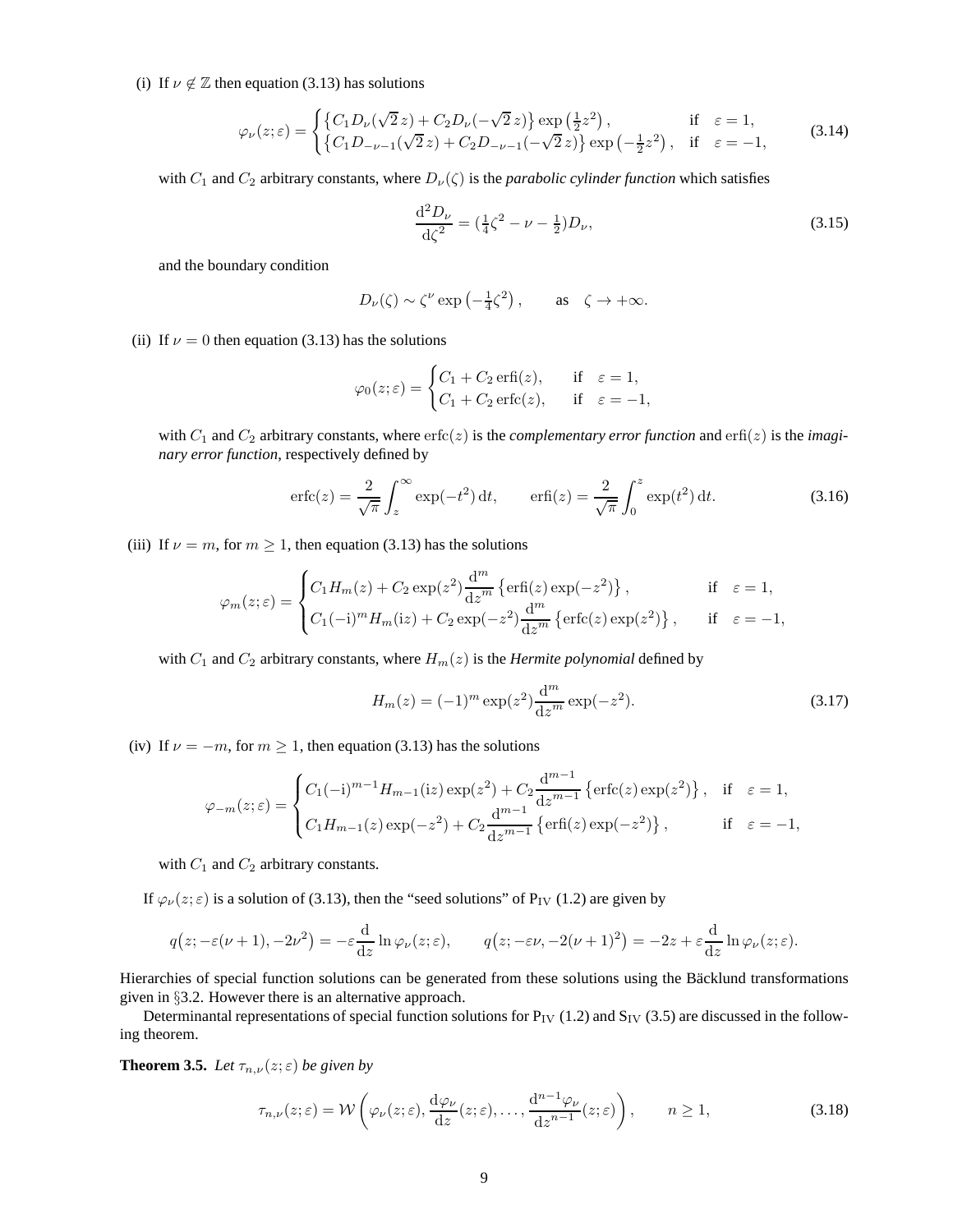(i) If $\nu \notin \mathbb{Z}$ then equation (3.13) has solutions

$$\varphi_\nu(z;\varepsilon) = \begin{cases} \left\{C_1 D_\nu(\sqrt{2}\,z) + C_2 D_\nu(-\sqrt{2}\,z)\right\} \exp\left(\tfrac{1}{2}z^2\right), & \text{if} \quad \varepsilon = 1, \\ \left\{C_1 D_{-\nu-1}(\sqrt{2}\,z) + C_2 D_{-\nu-1}(-\sqrt{2}\,z)\right\} \exp\left(-\tfrac{1}{2}z^2\right), & \text{if} \quad \varepsilon = -1, \end{cases} \tag{3.14}$$

with $C_1$ and $C_2$ arbitrary constants, where $D_\nu(\zeta)$ is the *parabolic cylinder function* which satisfies

$$\frac{\mathrm{d}^2 D_\nu}{\mathrm{d}\zeta^2} = (\tfrac{1}{4}\zeta^2 - \nu - \tfrac{1}{2}) D_\nu, \tag{3.15}$$

and the boundary condition

$$D_\nu(\zeta) \sim \zeta^\nu \exp\left(-\tfrac{1}{4}\zeta^2\right), \qquad \text{as} \quad \zeta \to +\infty.$$

(ii) If $\nu = 0$ then equation (3.13) has the solutions

$$\varphi_0(z;\varepsilon) = \begin{cases} C_1 + C_2 \operatorname{erfi}(z), & \text{if} \quad \varepsilon = 1, \\ C_1 + C_2 \operatorname{erfc}(z), & \text{if} \quad \varepsilon = -1, \end{cases}$$

with $C_1$ and $C_2$ arbitrary constants, where $\operatorname{erfc}(z)$ is the *complementary error function* and $\operatorname{erfi}(z)$ is the *imaginary error function*, respectively defined by

$$\operatorname{erfc}(z) = \frac{2}{\sqrt{\pi}} \int_z^\infty \exp(-t^2)\,\mathrm{d}t, \qquad \operatorname{erfi}(z) = \frac{2}{\sqrt{\pi}} \int_0^z \exp(t^2)\,\mathrm{d}t. \tag{3.16}$$

(iii) If $\nu = m$, for $m \geq 1$, then equation (3.13) has the solutions

$$\varphi_m(z;\varepsilon) = \begin{cases} C_1 H_m(z) + C_2 \exp(z^2) \dfrac{\mathrm{d}^m}{\mathrm{d}z^m} \left\{\operatorname{erfi}(z)\exp(-z^2)\right\}, & \text{if} \quad \varepsilon = 1, \\ C_1 (-\mathrm{i})^m H_m(\mathrm{i}z) + C_2 \exp(-z^2) \dfrac{\mathrm{d}^m}{\mathrm{d}z^m} \left\{\operatorname{erfc}(z)\exp(z^2)\right\}, & \text{if} \quad \varepsilon = -1, \end{cases}$$

with $C_1$ and $C_2$ arbitrary constants, where $H_m(z)$ is the *Hermite polynomial* defined by

$$H_m(z) = (-1)^m \exp(z^2) \frac{\mathrm{d}^m}{\mathrm{d}z^m} \exp(-z^2). \tag{3.17}$$

(iv) If $\nu = -m$, for $m \geq 1$, then equation (3.13) has the solutions

$$\varphi_{-m}(z;\varepsilon) = \begin{cases} C_1 (-\mathrm{i})^{m-1} H_{m-1}(\mathrm{i}z)\exp(z^2) + C_2 \dfrac{\mathrm{d}^{m-1}}{\mathrm{d}z^{m-1}} \left\{\operatorname{erfc}(z)\exp(z^2)\right\}, & \text{if} \quad \varepsilon = 1, \\ C_1 H_{m-1}(z)\exp(-z^2) + C_2 \dfrac{\mathrm{d}^{m-1}}{\mathrm{d}z^{m-1}} \left\{\operatorname{erfi}(z)\exp(-z^2)\right\}, & \text{if} \quad \varepsilon = -1, \end{cases}$$

with $C_1$ and $C_2$ arbitrary constants.

If $\varphi_\nu(z;\varepsilon)$ is a solution of (3.13), then the "seed solutions" of $\mathrm{P_{IV}}$ (1.2) are given by

$$q\big(z; -\varepsilon(\nu+1), -2\nu^2\big) = -\varepsilon \frac{\mathrm{d}}{\mathrm{d}z} \ln \varphi_\nu(z;\varepsilon), \qquad q\big(z; -\varepsilon\nu, -2(\nu+1)^2\big) = -2z + \varepsilon \frac{\mathrm{d}}{\mathrm{d}z} \ln \varphi_\nu(z;\varepsilon).$$

Hierarchies of special function solutions can be generated from these solutions using the Bäcklund transformations given in §3.2. However there is an alternative approach.

Determinantal representations of special function solutions for $\mathrm{P_{IV}}$ (1.2) and $\mathrm{S_{IV}}$ (3.5) are discussed in the following theorem.

**Theorem 3.5.** *Let $\tau_{n,\nu}(z;\varepsilon)$ be given by*

$$\tau_{n,\nu}(z;\varepsilon) = \mathcal{W}\left(\varphi_\nu(z;\varepsilon), \frac{\mathrm{d}\varphi_\nu}{\mathrm{d}z}(z;\varepsilon), \ldots, \frac{\mathrm{d}^{n-1}\varphi_\nu}{\mathrm{d}z^{n-1}}(z;\varepsilon)\right), \qquad n \geq 1, \tag{3.18}$$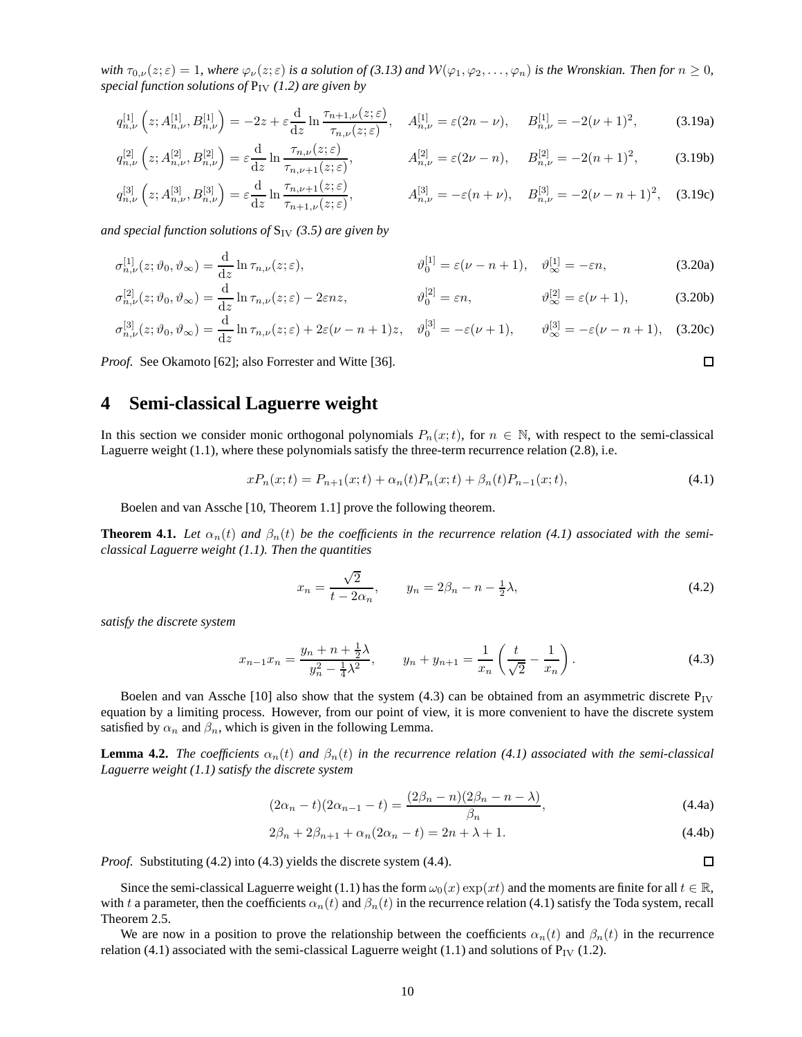*with $\tau_{0,\nu}(z;\varepsilon) = 1$, where $\varphi_\nu(z;\varepsilon)$ is a solution of (3.13) and $\mathcal{W}(\varphi_1, \varphi_2, \ldots, \varphi_n)$ is the Wronskian. Then for $n \geq 0$, special function solutions of* $\mathrm{P_{IV}}$ *(1.2) are given by*

$$q^{[1]}_{n,\nu}\left(z; A^{[1]}_{n,\nu}, B^{[1]}_{n,\nu}\right) = -2z + \varepsilon \frac{\mathrm{d}}{\mathrm{d}z} \ln \frac{\tau_{n+1,\nu}(z;\varepsilon)}{\tau_{n,\nu}(z;\varepsilon)}, \quad A^{[1]}_{n,\nu} = \varepsilon(2n-\nu), \quad B^{[1]}_{n,\nu} = -2(\nu+1)^2, \tag{3.19a}$$

$$q^{[2]}_{n,\nu}\left(z; A^{[2]}_{n,\nu}, B^{[2]}_{n,\nu}\right) = \varepsilon \frac{\mathrm{d}}{\mathrm{d}z} \ln \frac{\tau_{n,\nu}(z;\varepsilon)}{\tau_{n,\nu+1}(z;\varepsilon)}, \quad A^{[2]}_{n,\nu} = \varepsilon(2\nu-n), \quad B^{[2]}_{n,\nu} = -2(n+1)^2, \tag{3.19b}$$

$$q^{[3]}_{n,\nu}\left(z; A^{[3]}_{n,\nu}, B^{[3]}_{n,\nu}\right) = \varepsilon \frac{\mathrm{d}}{\mathrm{d}z} \ln \frac{\tau_{n,\nu+1}(z;\varepsilon)}{\tau_{n+1,\nu}(z;\varepsilon)}, \quad A^{[3]}_{n,\nu} = -\varepsilon(n+\nu), \quad B^{[3]}_{n,\nu} = -2(\nu-n+1)^2, \tag{3.19c}$$

*and special function solutions of* $\mathrm{S_{IV}}$ *(3.5) are given by*

$$\sigma^{[1]}_{n,\nu}(z;\vartheta_0,\vartheta_\infty) = \frac{\mathrm{d}}{\mathrm{d}z} \ln \tau_{n,\nu}(z;\varepsilon), \quad \vartheta^{[1]}_0 = \varepsilon(\nu-n+1), \quad \vartheta^{[1]}_\infty = -\varepsilon n, \tag{3.20a}$$

$$\sigma^{[2]}_{n,\nu}(z;\vartheta_0,\vartheta_\infty) = \frac{\mathrm{d}}{\mathrm{d}z} \ln \tau_{n,\nu}(z;\varepsilon) - 2\varepsilon n z, \quad \vartheta^{[2]}_0 = \varepsilon n, \quad \vartheta^{[2]}_\infty = \varepsilon(\nu+1), \tag{3.20b}$$

$$\sigma^{[3]}_{n,\nu}(z;\vartheta_0,\vartheta_\infty) = \frac{\mathrm{d}}{\mathrm{d}z} \ln \tau_{n,\nu}(z;\varepsilon) + 2\varepsilon(\nu-n+1)z, \quad \vartheta^{[3]}_0 = -\varepsilon(\nu+1), \quad \vartheta^{[3]}_\infty = -\varepsilon(\nu-n+1), \tag{3.20c}$$

*Proof.* See Okamoto [62]; also Forrester and Witte [36]. □

# 4 Semi-classical Laguerre weight

In this section we consider monic orthogonal polynomials $P_n(x;t)$, for $n \in \mathbb{N}$, with respect to the semi-classical Laguerre weight (1.1), where these polynomials satisfy the three-term recurrence relation (2.8), i.e.

$$xP_n(x;t) = P_{n+1}(x;t) + \alpha_n(t)P_n(x;t) + \beta_n(t)P_{n-1}(x;t), \tag{4.1}$$

Boelen and van Assche [10, Theorem 1.1] prove the following theorem.

**Theorem 4.1.** *Let $\alpha_n(t)$ and $\beta_n(t)$ be the coefficients in the recurrence relation (4.1) associated with the semi-classical Laguerre weight (1.1). Then the quantities*

$$x_n = \frac{\sqrt{2}}{t - 2\alpha_n}, \qquad y_n = 2\beta_n - n - \tfrac{1}{2}\lambda, \tag{4.2}$$

*satisfy the discrete system*

$$x_{n-1}x_n = \frac{y_n + n + \frac{1}{2}\lambda}{y_n^2 - \frac{1}{4}\lambda^2}, \qquad y_n + y_{n+1} = \frac{1}{x_n}\left(\frac{t}{\sqrt{2}} - \frac{1}{x_n}\right). \tag{4.3}$$

Boelen and van Assche [10] also show that the system (4.3) can be obtained from an asymmetric discrete $\mathrm{P_{IV}}$ equation by a limiting process. However, from our point of view, it is more convenient to have the discrete system satisfied by $\alpha_n$ and $\beta_n$, which is given in the following Lemma.

**Lemma 4.2.** *The coefficients $\alpha_n(t)$ and $\beta_n(t)$ in the recurrence relation (4.1) associated with the semi-classical Laguerre weight (1.1) satisfy the discrete system*

$$(2\alpha_n - t)(2\alpha_{n-1} - t) = \frac{(2\beta_n - n)(2\beta_n - n - \lambda)}{\beta_n}, \tag{4.4a}$$

$$2\beta_n + 2\beta_{n+1} + \alpha_n(2\alpha_n - t) = 2n + \lambda + 1. \tag{4.4b}$$

*Proof.* Substituting (4.2) into (4.3) yields the discrete system (4.4). □

Since the semi-classical Laguerre weight (1.1) has the form $\omega_0(x)\exp(xt)$ and the moments are finite for all $t \in \mathbb{R}$, with $t$ a parameter, then the coefficients $\alpha_n(t)$ and $\beta_n(t)$ in the recurrence relation (4.1) satisfy the Toda system, recall Theorem 2.5.

We are now in a position to prove the relationship between the coefficients $\alpha_n(t)$ and $\beta_n(t)$ in the recurrence relation (4.1) associated with the semi-classical Laguerre weight (1.1) and solutions of $\mathrm{P_{IV}}$ (1.2).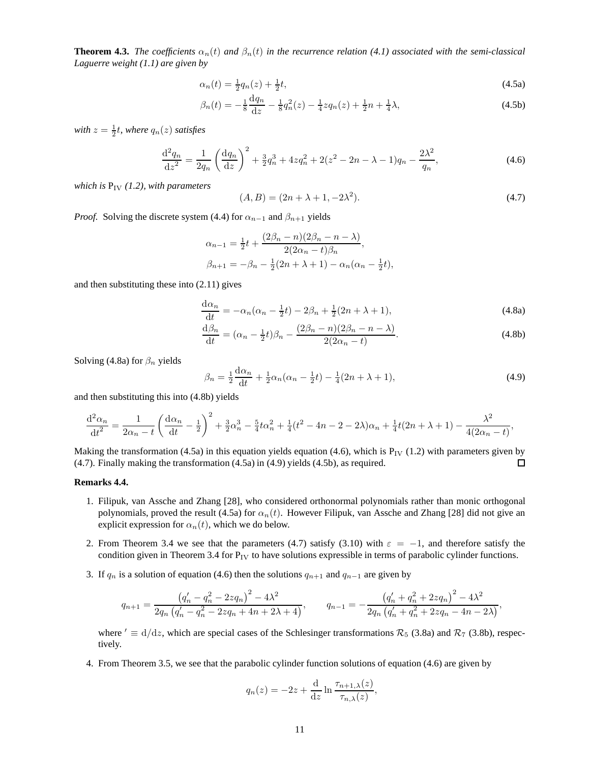**Theorem 4.3.** *The coefficients $\alpha_n(t)$ and $\beta_n(t)$ in the recurrence relation (4.1) associated with the semi-classical Laguerre weight (1.1) are given by*

$$\alpha_n(t) = \tfrac{1}{2}q_n(z) + \tfrac{1}{2}t, \tag{4.5a}$$

$$\beta_n(t) = -\tfrac{1}{8}\frac{\mathrm{d}q_n}{\mathrm{d}z} - \tfrac{1}{8}q_n^2(z) - \tfrac{1}{4}zq_n(z) + \tfrac{1}{2}n + \tfrac{1}{4}\lambda, \tag{4.5b}$$

*with $z = \tfrac{1}{2}t$, where $q_n(z)$ satisfies*

$$\frac{\mathrm{d}^2 q_n}{\mathrm{d}z^2} = \frac{1}{2q_n}\left(\frac{\mathrm{d}q_n}{\mathrm{d}z}\right)^2 + \tfrac{3}{2}q_n^3 + 4zq_n^2 + 2(z^2 - 2n - \lambda - 1)q_n - \frac{2\lambda^2}{q_n}, \tag{4.6}$$

*which is* $\mathrm{P_{IV}}$ *(1.2), with parameters*

$$(A, B) = (2n + \lambda + 1, -2\lambda^2). \tag{4.7}$$

*Proof.* Solving the discrete system (4.4) for $\alpha_{n-1}$ and $\beta_{n+1}$ yields

$$\alpha_{n-1} = \tfrac{1}{2}t + \frac{(2\beta_n - n)(2\beta_n - n - \lambda)}{2(2\alpha_n - t)\beta_n},$$

$$\beta_{n+1} = -\beta_n - \tfrac{1}{2}(2n + \lambda + 1) - \alpha_n(\alpha_n - \tfrac{1}{2}t),$$

and then substituting these into (2.11) gives

$$\frac{\mathrm{d}\alpha_n}{\mathrm{d}t} = -\alpha_n(\alpha_n - \tfrac{1}{2}t) - 2\beta_n + \tfrac{1}{2}(2n + \lambda + 1), \tag{4.8a}$$

$$\frac{\mathrm{d}\beta_n}{\mathrm{d}t} = (\alpha_n - \tfrac{1}{2}t)\beta_n - \frac{(2\beta_n - n)(2\beta_n - n - \lambda)}{2(2\alpha_n - t)}. \tag{4.8b}$$

Solving (4.8a) for $\beta_n$ yields

$$\beta_n = \tfrac{1}{2}\frac{\mathrm{d}\alpha_n}{\mathrm{d}t} + \tfrac{1}{2}\alpha_n(\alpha_n - \tfrac{1}{2}t) - \tfrac{1}{4}(2n + \lambda + 1), \tag{4.9}$$

and then substituting this into (4.8b) yields

$$\frac{\mathrm{d}^2\alpha_n}{\mathrm{d}t^2} = \frac{1}{2\alpha_n - t}\left(\frac{\mathrm{d}\alpha_n}{\mathrm{d}t} - \tfrac{1}{2}\right)^2 + \tfrac{3}{2}\alpha_n^3 - \tfrac{5}{4}t\alpha_n^2 + \tfrac{1}{4}(t^2 - 4n - 2 - 2\lambda)\alpha_n + \tfrac{1}{4}t(2n + \lambda + 1) - \frac{\lambda^2}{4(2\alpha_n - t)},$$

Making the transformation (4.5a) in this equation yields equation (4.6), which is $\mathrm{P_{IV}}$ (1.2) with parameters given by (4.7). Finally making the transformation (4.5a) in (4.9) yields (4.5b), as required. □

**Remarks 4.4.**

1. Filipuk, van Assche and Zhang [28], who considered orthonormal polynomials rather than monic orthogonal polynomials, proved the result (4.5a) for $\alpha_n(t)$. However Filipuk, van Assche and Zhang [28] did not give an explicit expression for $\alpha_n(t)$, which we do below.

2. From Theorem 3.4 we see that the parameters (4.7) satisfy (3.10) with $\varepsilon = -1$, and therefore satisfy the condition given in Theorem 3.4 for $\mathrm{P_{IV}}$ to have solutions expressible in terms of parabolic cylinder functions.

3. If $q_n$ is a solution of equation (4.6) then the solutions $q_{n+1}$ and $q_{n-1}$ are given by

$$q_{n+1} = \frac{\left(q_n' - q_n^2 - 2zq_n\right)^2 - 4\lambda^2}{2q_n\left(q_n' - q_n^2 - 2zq_n + 4n + 2\lambda + 4\right)}, \qquad q_{n-1} = -\frac{\left(q_n' + q_n^2 + 2zq_n\right)^2 - 4\lambda^2}{2q_n\left(q_n' + q_n^2 + 2zq_n - 4n - 2\lambda\right)},$$

   where $' \equiv \mathrm{d}/\mathrm{d}z$, which are special cases of the Schlesinger transformations $\mathcal{R}_5$ (3.8a) and $\mathcal{R}_7$ (3.8b), respectively.

4. From Theorem 3.5, we see that the parabolic cylinder function solutions of equation (4.6) are given by

$$q_n(z) = -2z + \frac{\mathrm{d}}{\mathrm{d}z}\ln\frac{\tau_{n+1,\lambda}(z)}{\tau_{n,\lambda}(z)},$$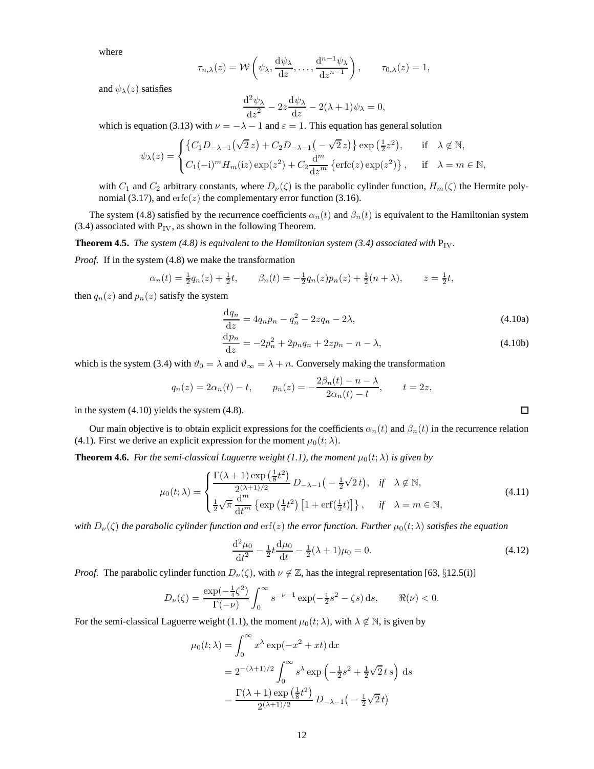where

$$\tau_{n,\lambda}(z) = \mathcal{W}\left(\psi_\lambda, \frac{\mathrm{d}\psi_\lambda}{\mathrm{d}z}, \ldots, \frac{\mathrm{d}^{n-1}\psi_\lambda}{\mathrm{d}z^{n-1}}\right), \qquad \tau_{0,\lambda}(z) = 1,$$

and $\psi_\lambda(z)$ satisfies

$$\frac{\mathrm{d}^2\psi_\lambda}{\mathrm{d}z^2} - 2z\frac{\mathrm{d}\psi_\lambda}{\mathrm{d}z} - 2(\lambda+1)\psi_\lambda = 0,$$

which is equation (3.13) with $\nu = -\lambda - 1$ and $\varepsilon = 1$. This equation has general solution

$$\psi_\lambda(z) = \begin{cases} \left\{C_1 D_{-\lambda-1}\big(\sqrt{2}\,z\big) + C_2 D_{-\lambda-1}\big(-\sqrt{2}\,z\big)\right\} \exp\left(\tfrac{1}{2}z^2\right), & \text{if} \quad \lambda \notin \mathbb{N}, \\ C_1(-\mathrm{i})^m H_m(\mathrm{i}z)\exp(z^2) + C_2 \dfrac{\mathrm{d}^m}{\mathrm{d}z^m}\left\{\operatorname{erfc}(z)\exp(z^2)\right\}, & \text{if} \quad \lambda = m \in \mathbb{N}, \end{cases}$$

with $C_1$ and $C_2$ arbitrary constants, where $D_\nu(\zeta)$ is the parabolic cylinder function, $H_m(\zeta)$ the Hermite polynomial (3.17), and $\operatorname{erfc}(z)$ the complementary error function (3.16).

The system (4.8) satisfied by the recurrence coefficients $\alpha_n(t)$ and $\beta_n(t)$ is equivalent to the Hamiltonian system (3.4) associated with $\mathrm{P_{IV}}$, as shown in the following Theorem.

**Theorem 4.5.** *The system (4.8) is equivalent to the Hamiltonian system (3.4) associated with* $\mathrm{P_{IV}}$*.*

*Proof.* If in the system (4.8) we make the transformation

$$\alpha_n(t) = \tfrac{1}{2}q_n(z) + \tfrac{1}{2}t, \qquad \beta_n(t) = -\tfrac{1}{2}q_n(z)p_n(z) + \tfrac{1}{2}(n+\lambda), \qquad z = \tfrac{1}{2}t,$$

then $q_n(z)$ and $p_n(z)$ satisfy the system

$$\frac{\mathrm{d}q_n}{\mathrm{d}z} = 4q_n p_n - q_n^2 - 2zq_n - 2\lambda, \tag{4.10a}$$

$$\frac{\mathrm{d}p_n}{\mathrm{d}z} = -2p_n^2 + 2p_n q_n + 2zp_n - n - \lambda, \tag{4.10b}$$

which is the system (3.4) with $\vartheta_0 = \lambda$ and $\vartheta_\infty = \lambda + n$. Conversely making the transformation

$$q_n(z) = 2\alpha_n(t) - t, \qquad p_n(z) = -\frac{2\beta_n(t) - n - \lambda}{2\alpha_n(t) - t}, \qquad t = 2z,$$

in the system (4.10) yields the system (4.8). □

Our main objective is to obtain explicit expressions for the coefficients $\alpha_n(t)$ and $\beta_n(t)$ in the recurrence relation (4.1). First we derive an explicit expression for the moment $\mu_0(t;\lambda)$.

**Theorem 4.6.** *For the semi-classical Laguerre weight (1.1), the moment* $\mu_0(t;\lambda)$ *is given by*

$$\mu_0(t;\lambda) = \begin{cases} \dfrac{\Gamma(\lambda+1)\exp\left(\frac{1}{8}t^2\right)}{2^{(\lambda+1)/2}}\, D_{-\lambda-1}\big(-\tfrac{1}{2}\sqrt{2}\,t\big), & \text{if} \quad \lambda \notin \mathbb{N}, \\ \tfrac{1}{2}\sqrt{\pi}\, \dfrac{\mathrm{d}^m}{\mathrm{d}t^m}\left\{\exp\left(\tfrac{1}{4}t^2\right)\left[1 + \operatorname{erf}(\tfrac{1}{2}t)\right]\right\}, & \text{if} \quad \lambda = m \in \mathbb{N}, \end{cases} \tag{4.11}$$

*with* $D_\nu(\zeta)$ *the parabolic cylinder function and* $\operatorname{erf}(z)$ *the error function. Further* $\mu_0(t;\lambda)$ *satisfies the equation*

$$\frac{\mathrm{d}^2\mu_0}{\mathrm{d}t^2} - \tfrac{1}{2}t\frac{\mathrm{d}\mu_0}{\mathrm{d}t} - \tfrac{1}{2}(\lambda+1)\mu_0 = 0. \tag{4.12}$$

*Proof.* The parabolic cylinder function $D_\nu(\zeta)$, with $\nu \notin \mathbb{Z}$, has the integral representation [63, §12.5(i)]

$$D_\nu(\zeta) = \frac{\exp(-\frac{1}{4}\zeta^2)}{\Gamma(-\nu)} \int_0^\infty s^{-\nu-1}\exp(-\tfrac{1}{2}s^2 - \zeta s)\,\mathrm{d}s, \qquad \Re(\nu) < 0.$$

For the semi-classical Laguerre weight (1.1), the moment $\mu_0(t;\lambda)$, with $\lambda \notin \mathbb{N}$, is given by

$$\begin{aligned} \mu_0(t;\lambda) &= \int_0^\infty x^\lambda \exp(-x^2 + xt)\,\mathrm{d}x \\ &= 2^{-(\lambda+1)/2}\int_0^\infty s^\lambda \exp\left(-\tfrac{1}{2}s^2 + \tfrac{1}{2}\sqrt{2}\,t\,s\right)\,\mathrm{d}s \\ &= \frac{\Gamma(\lambda+1)\exp\left(\frac{1}{8}t^2\right)}{2^{(\lambda+1)/2}}\, D_{-\lambda-1}\big(-\tfrac{1}{2}\sqrt{2}\,t\big) \end{aligned}$$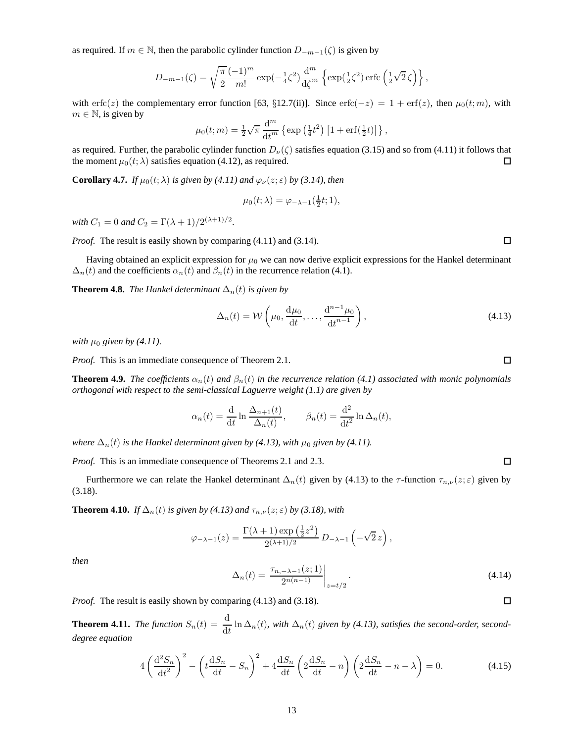as required. If $m \in \mathbb{N}$, then the parabolic cylinder function $D_{-m-1}(\zeta)$ is given by

$$D_{-m-1}(\zeta) = \sqrt{\frac{\pi}{2}} \frac{(-1)^m}{m!} \exp(-\tfrac{1}{4}\zeta^2) \frac{\mathrm{d}^m}{\mathrm{d}\zeta^m} \left\{ \exp(\tfrac{1}{2}\zeta^2) \operatorname{erfc}\left(\tfrac{1}{2}\sqrt{2}\,\zeta\right) \right\},$$

with $\operatorname{erfc}(z)$ the complementary error function [63, §12.7(ii)]. Since $\operatorname{erfc}(-z) = 1 + \operatorname{erf}(z)$, then $\mu_0(t; m)$, with $m \in \mathbb{N}$, is given by

$$\mu_0(t; m) = \tfrac{1}{2}\sqrt{\pi} \frac{\mathrm{d}^m}{\mathrm{d}t^m} \left\{ \exp\left(\tfrac{1}{4}t^2\right) \left[1 + \operatorname{erf}(\tfrac{1}{2}t)\right] \right\},$$

as required. Further, the parabolic cylinder function $D_\nu(\zeta)$ satisfies equation (3.15) and so from (4.11) it follows that the moment $\mu_0(t; \lambda)$ satisfies equation (4.12), as required. □

**Corollary 4.7.** *If $\mu_0(t; \lambda)$ is given by (4.11) and $\varphi_\nu(z; \varepsilon)$ by (3.14), then*

$$\mu_0(t; \lambda) = \varphi_{-\lambda-1}(\tfrac{1}{2}t; 1),$$

*with $C_1 = 0$ and $C_2 = \Gamma(\lambda + 1)/2^{(\lambda+1)/2}$.*

*Proof.* The result is easily shown by comparing (4.11) and (3.14). □

Having obtained an explicit expression for $\mu_0$ we can now derive explicit expressions for the Hankel determinant $\Delta_n(t)$ and the coefficients $\alpha_n(t)$ and $\beta_n(t)$ in the recurrence relation (4.1).

**Theorem 4.8.** *The Hankel determinant $\Delta_n(t)$ is given by*

$$\Delta_n(t) = \mathcal{W}\left(\mu_0, \frac{\mathrm{d}\mu_0}{\mathrm{d}t}, \ldots, \frac{\mathrm{d}^{n-1}\mu_0}{\mathrm{d}t^{n-1}}\right), \tag{4.13}$$

*with $\mu_0$ given by (4.11).*

*Proof.* This is an immediate consequence of Theorem 2.1. □

**Theorem 4.9.** *The coefficients $\alpha_n(t)$ and $\beta_n(t)$ in the recurrence relation (4.1) associated with monic polynomials orthogonal with respect to the semi-classical Laguerre weight (1.1) are given by*

$$\alpha_n(t) = \frac{\mathrm{d}}{\mathrm{d}t} \ln \frac{\Delta_{n+1}(t)}{\Delta_n(t)}, \qquad \beta_n(t) = \frac{\mathrm{d}^2}{\mathrm{d}t^2} \ln \Delta_n(t),$$

*where $\Delta_n(t)$ is the Hankel determinant given by (4.13), with $\mu_0$ given by (4.11).*

*Proof.* This is an immediate consequence of Theorems 2.1 and 2.3. □

Furthermore we can relate the Hankel determinant $\Delta_n(t)$ given by (4.13) to the $\tau$-function $\tau_{n,\nu}(z; \varepsilon)$ given by (3.18).

**Theorem 4.10.** *If $\Delta_n(t)$ is given by (4.13) and $\tau_{n,\nu}(z; \varepsilon)$ by (3.18), with*

$$\varphi_{-\lambda-1}(z) = \frac{\Gamma(\lambda + 1) \exp\left(\tfrac{1}{2}z^2\right)}{2^{(\lambda+1)/2}} D_{-\lambda-1}\left(-\sqrt{2}\,z\right),$$

*then*

$$\Delta_n(t) = \left. \frac{\tau_{n,-\lambda-1}(z; 1)}{2^{n(n-1)}} \right|_{z=t/2}. \tag{4.14}$$

*Proof.* The result is easily shown by comparing (4.13) and (3.18). □

**Theorem 4.11.** *The function $S_n(t) = \dfrac{\mathrm{d}}{\mathrm{d}t} \ln \Delta_n(t)$, with $\Delta_n(t)$ given by (4.13), satisfies the second-order, second-degree equation*

$$4\left(\frac{\mathrm{d}^2 S_n}{\mathrm{d}t^2}\right)^2 - \left(t\frac{\mathrm{d}S_n}{\mathrm{d}t} - S_n\right)^2 + 4\frac{\mathrm{d}S_n}{\mathrm{d}t}\left(2\frac{\mathrm{d}S_n}{\mathrm{d}t} - n\right)\left(2\frac{\mathrm{d}S_n}{\mathrm{d}t} - n - \lambda\right) = 0. \tag{4.15}$$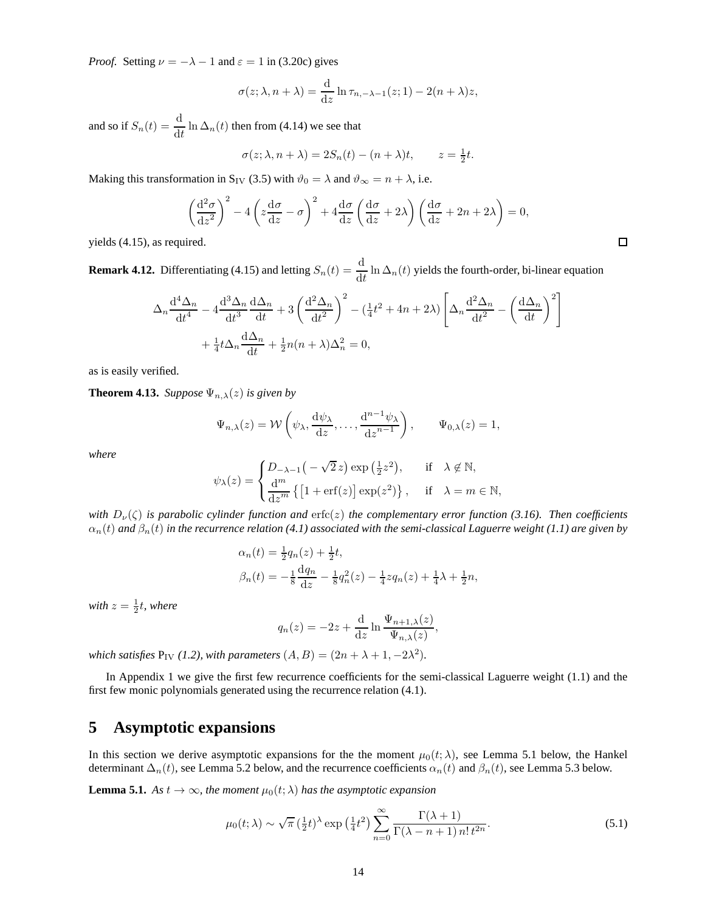*Proof.* Setting $\nu = -\lambda - 1$ and $\varepsilon = 1$ in (3.20c) gives

$$\sigma(z; \lambda, n+\lambda) = \frac{\mathrm{d}}{\mathrm{d}z} \ln \tau_{n,-\lambda-1}(z; 1) - 2(n+\lambda)z,$$

and so if $S_n(t) = \dfrac{\mathrm{d}}{\mathrm{d}t} \ln \Delta_n(t)$ then from (4.14) we see that

$$\sigma(z; \lambda, n+\lambda) = 2S_n(t) - (n+\lambda)t, \qquad z = \tfrac{1}{2}t.$$

Making this transformation in $\mathrm{S_{IV}}$ (3.5) with $\vartheta_0 = \lambda$ and $\vartheta_\infty = n + \lambda$, i.e.

$$\left(\frac{\mathrm{d}^2\sigma}{\mathrm{d}z^2}\right)^2 - 4\left(z\frac{\mathrm{d}\sigma}{\mathrm{d}z} - \sigma\right)^2 + 4\frac{\mathrm{d}\sigma}{\mathrm{d}z}\left(\frac{\mathrm{d}\sigma}{\mathrm{d}z} + 2\lambda\right)\left(\frac{\mathrm{d}\sigma}{\mathrm{d}z} + 2n + 2\lambda\right) = 0,$$

yields (4.15), as required. □

**Remark 4.12.** Differentiating (4.15) and letting $S_n(t) = \dfrac{\mathrm{d}}{\mathrm{d}t} \ln \Delta_n(t)$ yields the fourth-order, bi-linear equation

$$\Delta_n \frac{\mathrm{d}^4\Delta_n}{\mathrm{d}t^4} - 4\frac{\mathrm{d}^3\Delta_n}{\mathrm{d}t^3}\frac{\mathrm{d}\Delta_n}{\mathrm{d}t} + 3\left(\frac{\mathrm{d}^2\Delta_n}{\mathrm{d}t^2}\right)^2 - (\tfrac{1}{4}t^2 + 4n + 2\lambda)\left[\Delta_n\frac{\mathrm{d}^2\Delta_n}{\mathrm{d}t^2} - \left(\frac{\mathrm{d}\Delta_n}{\mathrm{d}t}\right)^2\right]$$
$$+ \tfrac{1}{4}t\Delta_n\frac{\mathrm{d}\Delta_n}{\mathrm{d}t} + \tfrac{1}{2}n(n+\lambda)\Delta_n^2 = 0,$$

as is easily verified.

**Theorem 4.13.** *Suppose $\Psi_{n,\lambda}(z)$ is given by*

$$\Psi_{n,\lambda}(z) = \mathcal{W}\left(\psi_\lambda, \frac{\mathrm{d}\psi_\lambda}{\mathrm{d}z}, \ldots, \frac{\mathrm{d}^{n-1}\psi_\lambda}{\mathrm{d}z^{n-1}}\right), \qquad \Psi_{0,\lambda}(z) = 1,$$

*where*

$$\psi_\lambda(z) = \begin{cases} D_{-\lambda-1}\big(-\sqrt{2}\,z\big)\exp\left(\tfrac{1}{2}z^2\right), & \text{if} \quad \lambda \notin \mathbb{N}, \\ \dfrac{\mathrm{d}^m}{\mathrm{d}z^m}\left\{\left[1 + \operatorname{erf}(z)\right]\exp(z^2)\right\}, & \text{if} \quad \lambda = m \in \mathbb{N}, \end{cases}$$

*with $D_\nu(\zeta)$ is parabolic cylinder function and $\operatorname{erfc}(z)$ the complementary error function (3.16). Then coefficients $\alpha_n(t)$ and $\beta_n(t)$ in the recurrence relation (4.1) associated with the semi-classical Laguerre weight (1.1) are given by*

$$\alpha_n(t) = \tfrac{1}{2}q_n(z) + \tfrac{1}{2}t,$$
$$\beta_n(t) = -\tfrac{1}{8}\frac{\mathrm{d}q_n}{\mathrm{d}z} - \tfrac{1}{8}q_n^2(z) - \tfrac{1}{4}zq_n(z) + \tfrac{1}{4}\lambda + \tfrac{1}{2}n,$$

*with $z = \frac{1}{2}t$, where*

$$q_n(z) = -2z + \frac{\mathrm{d}}{\mathrm{d}z}\ln\frac{\Psi_{n+1,\lambda}(z)}{\Psi_{n,\lambda}(z)},$$

*which satisfies $\mathrm{P_{IV}}$ (1.2), with parameters $(A, B) = (2n + \lambda + 1, -2\lambda^2)$.*

In Appendix 1 we give the first few recurrence coefficients for the semi-classical Laguerre weight (1.1) and the first few monic polynomials generated using the recurrence relation (4.1).

# 5 Asymptotic expansions

In this section we derive asymptotic expansions for the the moment $\mu_0(t; \lambda)$, see Lemma 5.1 below, the Hankel determinant $\Delta_n(t)$, see Lemma 5.2 below, and the recurrence coefficients $\alpha_n(t)$ and $\beta_n(t)$, see Lemma 5.3 below.

**Lemma 5.1.** *As $t \to \infty$, the moment $\mu_0(t; \lambda)$ has the asymptotic expansion*

$$\mu_0(t; \lambda) \sim \sqrt{\pi}\left(\tfrac{1}{2}t\right)^\lambda \exp\left(\tfrac{1}{4}t^2\right)\sum_{n=0}^{\infty}\frac{\Gamma(\lambda+1)}{\Gamma(\lambda - n + 1)\, n!\, t^{2n}}. \tag{5.1}$$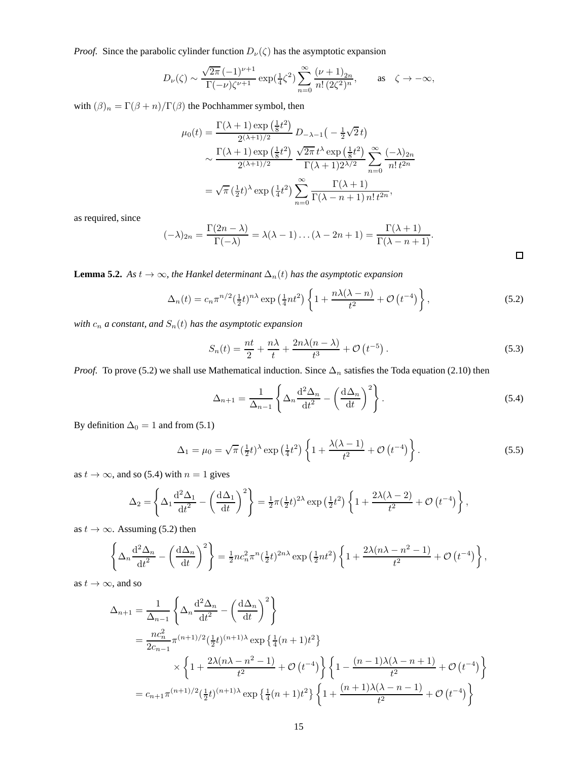*Proof.* Since the parabolic cylinder function $D_\nu(\zeta)$ has the asymptotic expansion

$$D_\nu(\zeta) \sim \frac{\sqrt{2\pi}\,(-1)^{\nu+1}}{\Gamma(-\nu)\zeta^{\nu+1}} \exp(\tfrac{1}{4}\zeta^2) \sum_{n=0}^{\infty} \frac{(\nu+1)_{2n}}{n!\,(2\zeta^2)^n}, \qquad \text{as} \quad \zeta \to -\infty,$$

with $(\beta)_n = \Gamma(\beta+n)/\Gamma(\beta)$ the Pochhammer symbol, then

$$\begin{aligned}
\mu_0(t) &= \frac{\Gamma(\lambda+1)\exp\left(\frac{1}{8}t^2\right)}{2^{(\lambda+1)/2}}\, D_{-\lambda-1}\big(-\tfrac{1}{2}\sqrt{2}\,t\big) \\
&\sim \frac{\Gamma(\lambda+1)\exp\left(\frac{1}{8}t^2\right)}{2^{(\lambda+1)/2}}\, \frac{\sqrt{2\pi}\,t^\lambda \exp\left(\frac{1}{8}t^2\right)}{\Gamma(\lambda+1)2^{\lambda/2}} \sum_{n=0}^{\infty} \frac{(-\lambda)_{2n}}{n!\,t^{2n}} \\
&= \sqrt{\pi}\,(\tfrac{1}{2}t)^\lambda \exp\left(\tfrac{1}{4}t^2\right) \sum_{n=0}^{\infty} \frac{\Gamma(\lambda+1)}{\Gamma(\lambda-n+1)\,n!\,t^{2n}},
\end{aligned}$$

as required, since

$$(-\lambda)_{2n} = \frac{\Gamma(2n-\lambda)}{\Gamma(-\lambda)} = \lambda(\lambda-1)\ldots(\lambda-2n+1) = \frac{\Gamma(\lambda+1)}{\Gamma(\lambda-n+1)}.$$

□

**Lemma 5.2.** *As $t \to \infty$, the Hankel determinant $\Delta_n(t)$ has the asymptotic expansion*

$$\Delta_n(t) = c_n \pi^{n/2} (\tfrac{1}{2}t)^{n\lambda} \exp\left(\tfrac{1}{4}nt^2\right) \left\{1 + \frac{n\lambda(\lambda-n)}{t^2} + \mathcal{O}\left(t^{-4}\right)\right\}, \tag{5.2}$$

*with $c_n$ a constant, and $S_n(t)$ has the asymptotic expansion*

$$S_n(t) = \frac{nt}{2} + \frac{n\lambda}{t} + \frac{2n\lambda(n-\lambda)}{t^3} + \mathcal{O}\left(t^{-5}\right). \tag{5.3}$$

*Proof.* To prove (5.2) we shall use Mathematical induction. Since $\Delta_n$ satisfies the Toda equation (2.10) then

$$\Delta_{n+1} = \frac{1}{\Delta_{n-1}} \left\{ \Delta_n \frac{\mathrm{d}^2\Delta_n}{\mathrm{d}t^2} - \left(\frac{\mathrm{d}\Delta_n}{\mathrm{d}t}\right)^2 \right\}. \tag{5.4}$$

By definition $\Delta_0 = 1$ and from (5.1)

$$\Delta_1 = \mu_0 = \sqrt{\pi}\,(\tfrac{1}{2}t)^\lambda \exp\left(\tfrac{1}{4}t^2\right) \left\{1 + \frac{\lambda(\lambda-1)}{t^2} + \mathcal{O}\left(t^{-4}\right)\right\}. \tag{5.5}$$

as $t \to \infty$, and so (5.4) with $n = 1$ gives

$$\Delta_2 = \left\{ \Delta_1 \frac{\mathrm{d}^2\Delta_1}{\mathrm{d}t^2} - \left(\frac{\mathrm{d}\Delta_1}{\mathrm{d}t}\right)^2 \right\} = \tfrac{1}{2}\pi(\tfrac{1}{2}t)^{2\lambda} \exp\left(\tfrac{1}{2}t^2\right) \left\{1 + \frac{2\lambda(\lambda-2)}{t^2} + \mathcal{O}\left(t^{-4}\right)\right\},$$

as $t \to \infty$. Assuming (5.2) then

$$\left\{ \Delta_n \frac{\mathrm{d}^2\Delta_n}{\mathrm{d}t^2} - \left(\frac{\mathrm{d}\Delta_n}{\mathrm{d}t}\right)^2 \right\} = \tfrac{1}{2}nc_n^2\pi^n(\tfrac{1}{2}t)^{2n\lambda} \exp\left(\tfrac{1}{2}nt^2\right) \left\{1 + \frac{2\lambda(n\lambda - n^2 - 1)}{t^2} + \mathcal{O}\left(t^{-4}\right)\right\},$$

as $t \to \infty$, and so

$$\begin{aligned}
\Delta_{n+1} &= \frac{1}{\Delta_{n-1}} \left\{ \Delta_n \frac{\mathrm{d}^2\Delta_n}{\mathrm{d}t^2} - \left(\frac{\mathrm{d}\Delta_n}{\mathrm{d}t}\right)^2 \right\} \\
&= \frac{nc_n^2}{2c_{n-1}} \pi^{(n+1)/2} (\tfrac{1}{2}t)^{(n+1)\lambda} \exp\left\{\tfrac{1}{4}(n+1)t^2\right\} \\
&\qquad \times \left\{1 + \frac{2\lambda(n\lambda - n^2 - 1)}{t^2} + \mathcal{O}\left(t^{-4}\right)\right\} \left\{1 - \frac{(n-1)\lambda(\lambda-n+1)}{t^2} + \mathcal{O}\left(t^{-4}\right)\right\} \\
&= c_{n+1}\pi^{(n+1)/2} (\tfrac{1}{2}t)^{(n+1)\lambda} \exp\left\{\tfrac{1}{4}(n+1)t^2\right\} \left\{1 + \frac{(n+1)\lambda(\lambda-n-1)}{t^2} + \mathcal{O}\left(t^{-4}\right)\right\}
\end{aligned}$$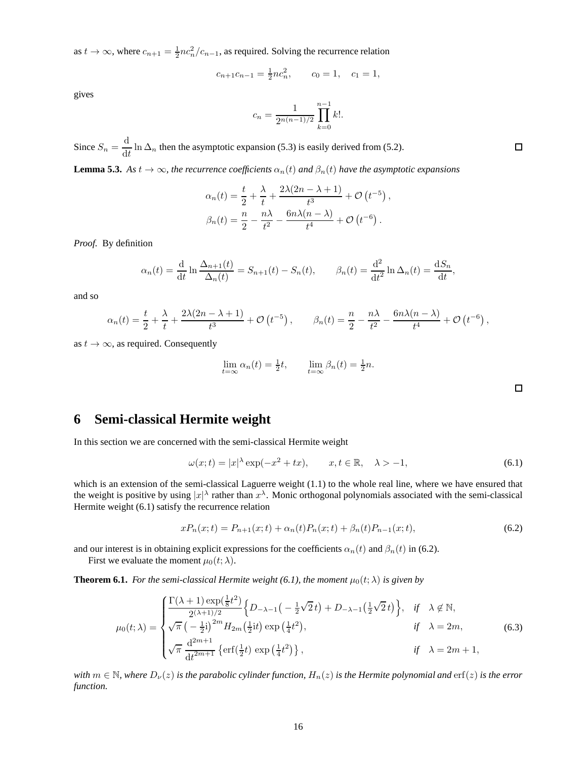as $t \to \infty$, where $c_{n+1} = \frac{1}{2}nc_n^2/c_{n-1}$, as required. Solving the recurrence relation

$$c_{n+1}c_{n-1} = \tfrac{1}{2}nc_n^2, \qquad c_0 = 1, \quad c_1 = 1,$$

gives

$$c_n = \frac{1}{2^{n(n-1)/2}} \prod_{k=0}^{n-1} k!.$$

Since $S_n = \dfrac{\mathrm{d}}{\mathrm{d}t} \ln \Delta_n$ then the asymptotic expansion (5.3) is easily derived from (5.2). ☐

**Lemma 5.3.** *As $t \to \infty$, the recurrence coefficients $\alpha_n(t)$ and $\beta_n(t)$ have the asymptotic expansions*

$$\alpha_n(t) = \frac{t}{2} + \frac{\lambda}{t} + \frac{2\lambda(2n-\lambda+1)}{t^3} + \mathcal{O}\left(t^{-5}\right),$$
$$\beta_n(t) = \frac{n}{2} - \frac{n\lambda}{t^2} - \frac{6n\lambda(n-\lambda)}{t^4} + \mathcal{O}\left(t^{-6}\right).$$

*Proof.* By definition

$$\alpha_n(t) = \frac{\mathrm{d}}{\mathrm{d}t} \ln \frac{\Delta_{n+1}(t)}{\Delta_n(t)} = S_{n+1}(t) - S_n(t), \qquad \beta_n(t) = \frac{\mathrm{d}^2}{\mathrm{d}t^2} \ln \Delta_n(t) = \frac{\mathrm{d}S_n}{\mathrm{d}t},$$

and so

$$\alpha_n(t) = \frac{t}{2} + \frac{\lambda}{t} + \frac{2\lambda(2n-\lambda+1)}{t^3} + \mathcal{O}\left(t^{-5}\right), \qquad \beta_n(t) = \frac{n}{2} - \frac{n\lambda}{t^2} - \frac{6n\lambda(n-\lambda)}{t^4} + \mathcal{O}\left(t^{-6}\right),$$

as $t \to \infty$, as required. Consequently

$$\lim_{t=\infty} \alpha_n(t) = \tfrac{1}{2}t, \qquad \lim_{t=\infty} \beta_n(t) = \tfrac{1}{2}n.$$

☐

# 6 Semi-classical Hermite weight

In this section we are concerned with the semi-classical Hermite weight

$$\omega(x;t) = |x|^\lambda \exp(-x^2 + tx), \qquad x, t \in \mathbb{R}, \quad \lambda > -1, \tag{6.1}$$

which is an extension of the semi-classical Laguerre weight (1.1) to the whole real line, where we have ensured that the weight is positive by using $|x|^\lambda$ rather than $x^\lambda$. Monic orthogonal polynomials associated with the semi-classical Hermite weight (6.1) satisfy the recurrence relation

$$xP_n(x;t) = P_{n+1}(x;t) + \alpha_n(t)P_n(x;t) + \beta_n(t)P_{n-1}(x;t), \tag{6.2}$$

and our interest is in obtaining explicit expressions for the coefficients $\alpha_n(t)$ and $\beta_n(t)$ in (6.2).

First we evaluate the moment $\mu_0(t;\lambda)$.

**Theorem 6.1.** *For the semi-classical Hermite weight (6.1), the moment $\mu_0(t;\lambda)$ is given by*

$$\mu_0(t;\lambda) = \begin{cases} \dfrac{\Gamma(\lambda+1)\exp(\frac{1}{8}t^2)}{2^{(\lambda+1)/2}} \Big\{ D_{-\lambda-1}\big(-\tfrac{1}{2}\sqrt{2}\,t\big) + D_{-\lambda-1}\big(\tfrac{1}{2}\sqrt{2}\,t\big) \Big\}, & \text{if} \quad \lambda \notin \mathbb{N}, \\ \sqrt{\pi}\,\big(-\tfrac{1}{2}\mathrm{i}\big)^{2m} H_{2m}\big(\tfrac{1}{2}\mathrm{i}t\big) \exp\big(\tfrac{1}{4}t^2\big), & \text{if} \quad \lambda = 2m, \\ \sqrt{\pi}\, \dfrac{\mathrm{d}^{2m+1}}{\mathrm{d}t^{2m+1}} \left\{ \mathrm{erf}(\tfrac{1}{2}t) \exp\big(\tfrac{1}{4}t^2\big) \right\}, & \text{if} \quad \lambda = 2m+1, \end{cases} \tag{6.3}$$

*with $m \in \mathbb{N}$, where $D_\nu(z)$ is the parabolic cylinder function, $H_n(z)$ is the Hermite polynomial and $\mathrm{erf}(z)$ is the error function.*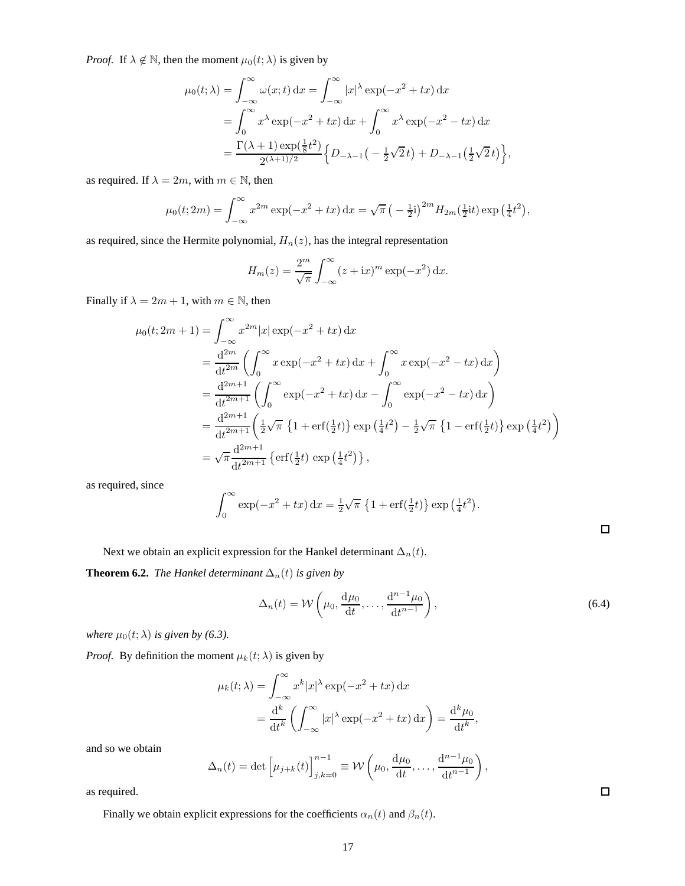*Proof.* If $\lambda \notin \mathbb{N}$, then the moment $\mu_0(t;\lambda)$ is given by

$$
\begin{aligned}
\mu_0(t;\lambda) &= \int_{-\infty}^{\infty} \omega(x;t)\,\mathrm{d}x = \int_{-\infty}^{\infty} |x|^{\lambda} \exp(-x^2+tx)\,\mathrm{d}x \\
&= \int_{0}^{\infty} x^{\lambda} \exp(-x^2+tx)\,\mathrm{d}x + \int_{0}^{\infty} x^{\lambda} \exp(-x^2-tx)\,\mathrm{d}x \\
&= \frac{\Gamma(\lambda+1)\exp(\tfrac{1}{8}t^2)}{2^{(\lambda+1)/2}} \Big\{ D_{-\lambda-1}\big(-\tfrac{1}{2}\sqrt{2}\,t\big) + D_{-\lambda-1}\big(\tfrac{1}{2}\sqrt{2}\,t\big) \Big\},
\end{aligned}
$$

as required. If $\lambda = 2m$, with $m \in \mathbb{N}$, then

$$
\mu_0(t;2m) = \int_{-\infty}^{\infty} x^{2m} \exp(-x^2+tx)\,\mathrm{d}x = \sqrt{\pi}\,\big(-\tfrac{1}{2}\mathrm{i}\big)^{2m} H_{2m}(\tfrac{1}{2}\mathrm{i}t) \exp\big(\tfrac{1}{4}t^2\big),
$$

as required, since the Hermite polynomial, $H_n(z)$, has the integral representation

$$
H_m(z) = \frac{2^m}{\sqrt{\pi}} \int_{-\infty}^{\infty} (z+\mathrm{i}x)^m \exp(-x^2)\,\mathrm{d}x.
$$

Finally if $\lambda = 2m+1$, with $m \in \mathbb{N}$, then

$$
\begin{aligned}
\mu_0(t;2m+1) &= \int_{-\infty}^{\infty} x^{2m}|x| \exp(-x^2+tx)\,\mathrm{d}x \\
&= \frac{\mathrm{d}^{2m}}{\mathrm{d}t^{2m}} \left( \int_{0}^{\infty} x \exp(-x^2+tx)\,\mathrm{d}x + \int_{0}^{\infty} x \exp(-x^2-tx)\,\mathrm{d}x \right) \\
&= \frac{\mathrm{d}^{2m+1}}{\mathrm{d}t^{2m+1}} \left( \int_{0}^{\infty} \exp(-x^2+tx)\,\mathrm{d}x - \int_{0}^{\infty} \exp(-x^2-tx)\,\mathrm{d}x \right) \\
&= \frac{\mathrm{d}^{2m+1}}{\mathrm{d}t^{2m+1}} \left( \tfrac{1}{2}\sqrt{\pi}\,\left\{1+\mathrm{erf}(\tfrac{1}{2}t)\right\} \exp\left(\tfrac{1}{4}t^2\right) - \tfrac{1}{2}\sqrt{\pi}\,\left\{1-\mathrm{erf}(\tfrac{1}{2}t)\right\} \exp\left(\tfrac{1}{4}t^2\right) \right) \\
&= \sqrt{\pi}\frac{\mathrm{d}^{2m+1}}{\mathrm{d}t^{2m+1}} \left\{ \mathrm{erf}(\tfrac{1}{2}t)\, \exp\left(\tfrac{1}{4}t^2\right) \right\},
\end{aligned}
$$

as required, since

$$
\int_{0}^{\infty} \exp(-x^2+tx)\,\mathrm{d}x = \tfrac{1}{2}\sqrt{\pi}\,\left\{1+\mathrm{erf}(\tfrac{1}{2}t)\right\} \exp\left(\tfrac{1}{4}t^2\right).
$$

□

Next we obtain an explicit expression for the Hankel determinant $\Delta_n(t)$.

**Theorem 6.2.** *The Hankel determinant $\Delta_n(t)$ is given by*

$$
\Delta_n(t) = \mathcal{W}\left( \mu_0, \frac{\mathrm{d}\mu_0}{\mathrm{d}t}, \ldots, \frac{\mathrm{d}^{n-1}\mu_0}{\mathrm{d}t^{n-1}} \right), \tag{6.4}
$$

*where $\mu_0(t;\lambda)$ is given by (6.3).*

*Proof.* By definition the moment $\mu_k(t;\lambda)$ is given by

$$
\begin{aligned}
\mu_k(t;\lambda) &= \int_{-\infty}^{\infty} x^k |x|^{\lambda} \exp(-x^2+tx)\,\mathrm{d}x \\
&= \frac{\mathrm{d}^k}{\mathrm{d}t^k} \left( \int_{-\infty}^{\infty} |x|^{\lambda} \exp(-x^2+tx)\,\mathrm{d}x \right) = \frac{\mathrm{d}^k \mu_0}{\mathrm{d}t^k},
\end{aligned}
$$

and so we obtain

$$
\Delta_n(t) = \det\Big[\mu_{j+k}(t)\Big]_{j,k=0}^{n-1} \equiv \mathcal{W}\left( \mu_0, \frac{\mathrm{d}\mu_0}{\mathrm{d}t}, \ldots, \frac{\mathrm{d}^{n-1}\mu_0}{\mathrm{d}t^{n-1}} \right),
$$

as required. □

Finally we obtain explicit expressions for the coefficients $\alpha_n(t)$ and $\beta_n(t)$.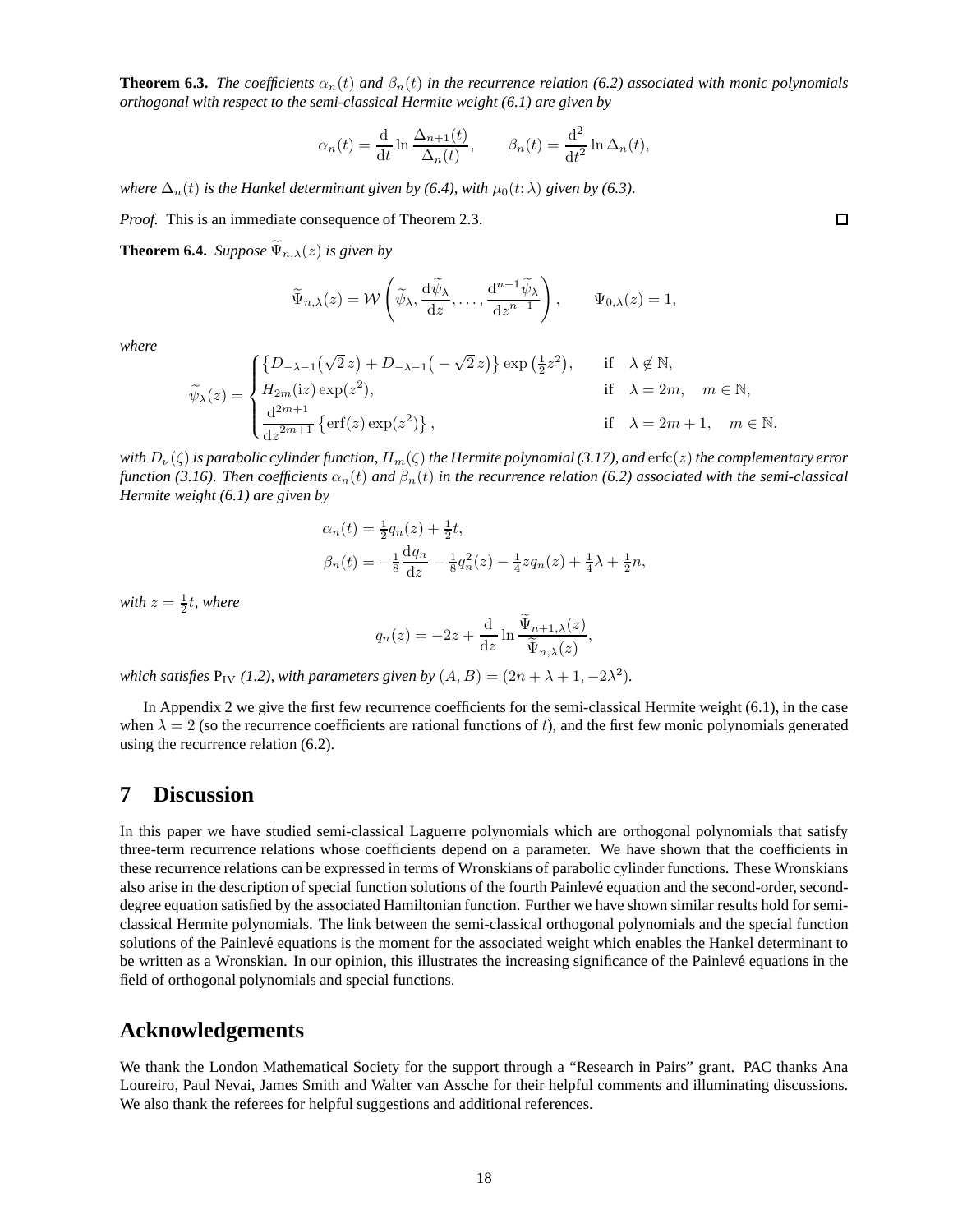**Theorem 6.3.** *The coefficients $\alpha_n(t)$ and $\beta_n(t)$ in the recurrence relation (6.2) associated with monic polynomials orthogonal with respect to the semi-classical Hermite weight (6.1) are given by*

$$\alpha_n(t) = \frac{\mathrm{d}}{\mathrm{d}t}\ln\frac{\Delta_{n+1}(t)}{\Delta_n(t)}, \qquad \beta_n(t) = \frac{\mathrm{d}^2}{\mathrm{d}t^2}\ln\Delta_n(t),$$

*where $\Delta_n(t)$ is the Hankel determinant given by (6.4), with $\mu_0(t;\lambda)$ given by (6.3).*

*Proof.* This is an immediate consequence of Theorem 2.3. □

**Theorem 6.4.** *Suppose $\widetilde{\Psi}_{n,\lambda}(z)$ is given by*

$$\widetilde{\Psi}_{n,\lambda}(z) = \mathcal{W}\left(\widetilde{\psi}_\lambda, \frac{\mathrm{d}\widetilde{\psi}_\lambda}{\mathrm{d}z}, \ldots, \frac{\mathrm{d}^{n-1}\widetilde{\psi}_\lambda}{\mathrm{d}z^{n-1}}\right), \qquad \Psi_{0,\lambda}(z) = 1,$$

*where*

$$\widetilde{\psi}_\lambda(z) = \begin{cases} \left\{D_{-\lambda-1}\big(\sqrt{2}\,z\big) + D_{-\lambda-1}\big(-\sqrt{2}\,z\big)\right\}\exp\left(\tfrac{1}{2}z^2\right), & \text{if} \quad \lambda \notin \mathbb{N}, \\ H_{2m}(\mathrm{i}z)\exp(z^2), & \text{if} \quad \lambda = 2m, \quad m \in \mathbb{N}, \\ \dfrac{\mathrm{d}^{2m+1}}{\mathrm{d}z^{2m+1}}\left\{\operatorname{erf}(z)\exp(z^2)\right\}, & \text{if} \quad \lambda = 2m+1, \quad m \in \mathbb{N}, \end{cases}$$

*with $D_\nu(\zeta)$ is parabolic cylinder function, $H_m(\zeta)$ the Hermite polynomial (3.17), and $\operatorname{erfc}(z)$ the complementary error function (3.16). Then coefficients $\alpha_n(t)$ and $\beta_n(t)$ in the recurrence relation (6.2) associated with the semi-classical Hermite weight (6.1) are given by*

$$\begin{aligned} \alpha_n(t) &= \tfrac{1}{2}q_n(z) + \tfrac{1}{2}t, \\ \beta_n(t) &= -\tfrac{1}{8}\frac{\mathrm{d}q_n}{\mathrm{d}z} - \tfrac{1}{8}q_n^2(z) - \tfrac{1}{4}zq_n(z) + \tfrac{1}{4}\lambda + \tfrac{1}{2}n, \end{aligned}$$

*with $z = \frac{1}{2}t$, where*

$$q_n(z) = -2z + \frac{\mathrm{d}}{\mathrm{d}z}\ln\frac{\widetilde{\Psi}_{n+1,\lambda}(z)}{\widetilde{\Psi}_{n,\lambda}(z)},$$

*which satisfies $\mathrm{P_{IV}}$ (1.2), with parameters given by $(A, B) = (2n + \lambda + 1, -2\lambda^2)$.*

In Appendix 2 we give the first few recurrence coefficients for the semi-classical Hermite weight (6.1), in the case when $\lambda = 2$ (so the recurrence coefficients are rational functions of $t$), and the first few monic polynomials generated using the recurrence relation (6.2).

# 7 Discussion

In this paper we have studied semi-classical Laguerre polynomials which are orthogonal polynomials that satisfy three-term recurrence relations whose coefficients depend on a parameter. We have shown that the coefficients in these recurrence relations can be expressed in terms of Wronskians of parabolic cylinder functions. These Wronskians also arise in the description of special function solutions of the fourth Painlevé equation and the second-order, second-degree equation satisfied by the associated Hamiltonian function. Further we have shown similar results hold for semi-classical Hermite polynomials. The link between the semi-classical orthogonal polynomials and the special function solutions of the Painlevé equations is the moment for the associated weight which enables the Hankel determinant to be written as a Wronskian. In our opinion, this illustrates the increasing significance of the Painlevé equations in the field of orthogonal polynomials and special functions.

# Acknowledgements

We thank the London Mathematical Society for the support through a "Research in Pairs" grant. PAC thanks Ana Loureiro, Paul Nevai, James Smith and Walter van Assche for their helpful comments and illuminating discussions. We also thank the referees for helpful suggestions and additional references.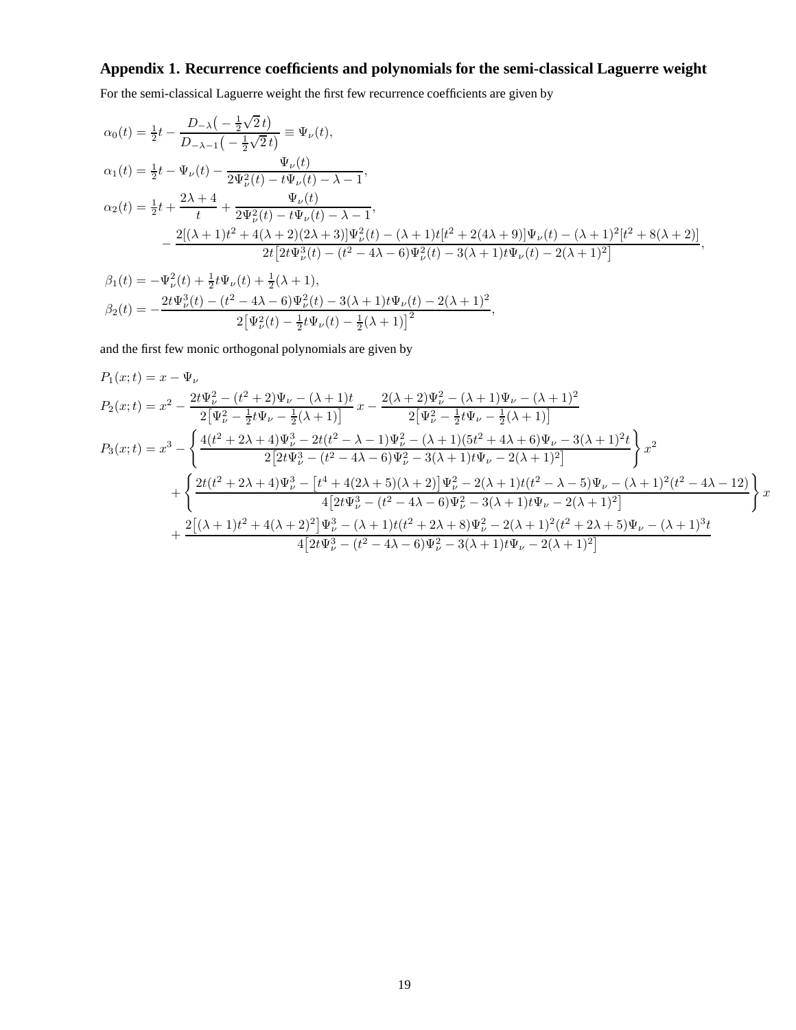## Appendix 1. Recurrence coefficients and polynomials for the semi-classical Laguerre weight

For the semi-classical Laguerre weight the first few recurrence coefficients are given by

$$
\begin{aligned}
\alpha_0(t) &= \tfrac{1}{2}t - \frac{D_{-\lambda}\big(-\tfrac{1}{2}\sqrt{2}\,t\big)}{D_{-\lambda-1}\big(-\tfrac{1}{2}\sqrt{2}\,t\big)} \equiv \Psi_\nu(t),\\
\alpha_1(t) &= \tfrac{1}{2}t - \Psi_\nu(t) - \frac{\Psi_\nu(t)}{2\Psi_\nu^2(t) - t\Psi_\nu(t) - \lambda - 1},\\
\alpha_2(t) &= \tfrac{1}{2}t + \frac{2\lambda+4}{t} + \frac{\Psi_\nu(t)}{2\Psi_\nu^2(t) - t\Psi_\nu(t) - \lambda - 1},\\
&\qquad - \frac{2[(\lambda+1)t^2 + 4(\lambda+2)(2\lambda+3)]\Psi_\nu^2(t) - (\lambda+1)t[t^2 + 2(4\lambda+9)]\Psi_\nu(t) - (\lambda+1)^2[t^2 + 8(\lambda+2)]}{2t\big[2t\Psi_\nu^3(t) - (t^2 - 4\lambda - 6)\Psi_\nu^2(t) - 3(\lambda+1)t\Psi_\nu(t) - 2(\lambda+1)^2\big]},\\
\beta_1(t) &= -\Psi_\nu^2(t) + \tfrac{1}{2}t\Psi_\nu(t) + \tfrac{1}{2}(\lambda+1),\\
\beta_2(t) &= -\frac{2t\Psi_\nu^3(t) - (t^2 - 4\lambda - 6)\Psi_\nu^2(t) - 3(\lambda+1)t\Psi_\nu(t) - 2(\lambda+1)^2}{2\big[\Psi_\nu^2(t) - \tfrac{1}{2}t\Psi_\nu(t) - \tfrac{1}{2}(\lambda+1)\big]^2},
\end{aligned}
$$

and the first few monic orthogonal polynomials are given by

$$
\begin{aligned}
P_1(x;t) &= x - \Psi_\nu\\
P_2(x;t) &= x^2 - \frac{2t\Psi_\nu^2 - (t^2+2)\Psi_\nu - (\lambda+1)t}{2\big[\Psi_\nu^2 - \tfrac{1}{2}t\Psi_\nu - \tfrac{1}{2}(\lambda+1)\big]}\,x - \frac{2(\lambda+2)\Psi_\nu^2 - (\lambda+1)\Psi_\nu - (\lambda+1)^2}{2\big[\Psi_\nu^2 - \tfrac{1}{2}t\Psi_\nu - \tfrac{1}{2}(\lambda+1)\big]}\\
P_3(x;t) &= x^3 - \left\{\frac{4(t^2+2\lambda+4)\Psi_\nu^3 - 2t(t^2-\lambda-1)\Psi_\nu^2 - (\lambda+1)(5t^2+4\lambda+6)\Psi_\nu - 3(\lambda+1)^2 t}{2\big[2t\Psi_\nu^3 - (t^2-4\lambda-6)\Psi_\nu^2 - 3(\lambda+1)t\Psi_\nu - 2(\lambda+1)^2\big]}\right\}x^2\\
&\qquad + \left\{\frac{2t(t^2+2\lambda+4)\Psi_\nu^3 - \big[t^4 + 4(2\lambda+5)(\lambda+2)\big]\Psi_\nu^2 - 2(\lambda+1)t(t^2-\lambda-5)\Psi_\nu - (\lambda+1)^2(t^2-4\lambda-12)}{4\big[2t\Psi_\nu^3 - (t^2-4\lambda-6)\Psi_\nu^2 - 3(\lambda+1)t\Psi_\nu - 2(\lambda+1)^2\big]}\right\}x\\
&\qquad + \frac{2\big[(\lambda+1)t^2 + 4(\lambda+2)^2\big]\Psi_\nu^3 - (\lambda+1)t(t^2+2\lambda+8)\Psi_\nu^2 - 2(\lambda+1)^2(t^2+2\lambda+5)\Psi_\nu - (\lambda+1)^3 t}{4\big[2t\Psi_\nu^3 - (t^2-4\lambda-6)\Psi_\nu^2 - 3(\lambda+1)t\Psi_\nu - 2(\lambda+1)^2\big]}
\end{aligned}
$$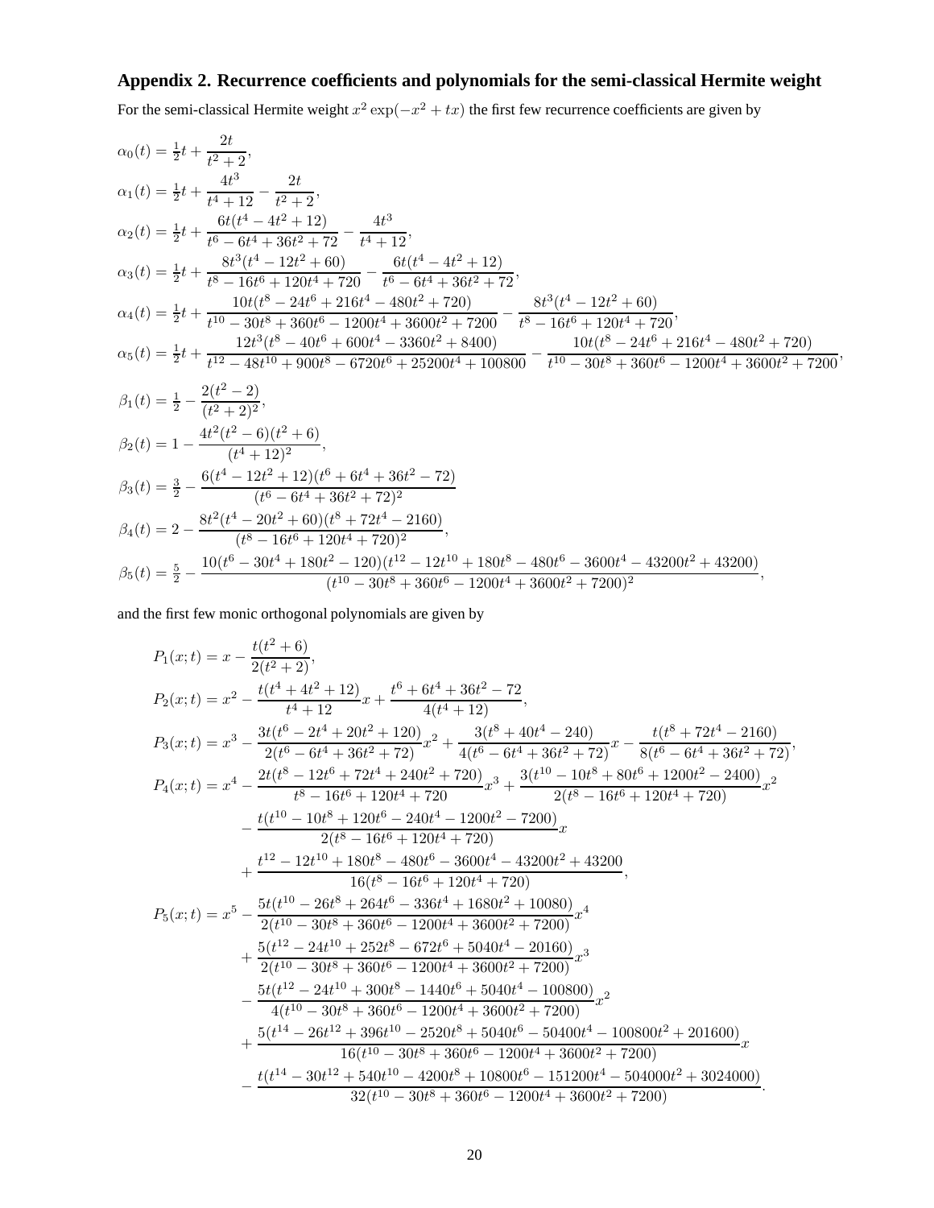## Appendix 2. Recurrence coefficients and polynomials for the semi-classical Hermite weight

For the semi-classical Hermite weight $x^2 \exp(-x^2 + tx)$ the first few recurrence coefficients are given by

$$
\begin{aligned}
\alpha_0(t) &= \tfrac{1}{2}t + \frac{2t}{t^2+2},\\
\alpha_1(t) &= \tfrac{1}{2}t + \frac{4t^3}{t^4+12} - \frac{2t}{t^2+2},\\
\alpha_2(t) &= \tfrac{1}{2}t + \frac{6t(t^4-4t^2+12)}{t^6-6t^4+36t^2+72} - \frac{4t^3}{t^4+12},\\
\alpha_3(t) &= \tfrac{1}{2}t + \frac{8t^3(t^4-12t^2+60)}{t^8-16t^6+120t^4+720} - \frac{6t(t^4-4t^2+12)}{t^6-6t^4+36t^2+72},\\
\alpha_4(t) &= \tfrac{1}{2}t + \frac{10t(t^8-24t^6+216t^4-480t^2+720)}{t^{10}-30t^8+360t^6-1200t^4+3600t^2+7200} - \frac{8t^3(t^4-12t^2+60)}{t^8-16t^6+120t^4+720},\\
\alpha_5(t) &= \tfrac{1}{2}t + \frac{12t^3(t^8-40t^6+600t^4-3360t^2+8400)}{t^{12}-48t^{10}+900t^8-6720t^6+25200t^4+100800} - \frac{10t(t^8-24t^6+216t^4-480t^2+720)}{t^{10}-30t^8+360t^6-1200t^4+3600t^2+7200},
\end{aligned}
$$

$$
\begin{aligned}
\beta_1(t) &= \tfrac{1}{2} - \frac{2(t^2-2)}{(t^2+2)^2},\\
\beta_2(t) &= 1 - \frac{4t^2(t^2-6)(t^2+6)}{(t^4+12)^2},\\
\beta_3(t) &= \tfrac{3}{2} - \frac{6(t^4-12t^2+12)(t^6+6t^4+36t^2-72)}{(t^6-6t^4+36t^2+72)^2}\\
\beta_4(t) &= 2 - \frac{8t^2(t^4-20t^2+60)(t^8+72t^4-2160)}{(t^8-16t^6+120t^4+720)^2},\\
\beta_5(t) &= \tfrac{5}{2} - \frac{10(t^6-30t^4+180t^2-120)(t^{12}-12t^{10}+180t^8-480t^6-3600t^4-43200t^2+43200)}{(t^{10}-30t^8+360t^6-1200t^4+3600t^2+7200)^2},
\end{aligned}
$$

and the first few monic orthogonal polynomials are given by

$$
\begin{aligned}
P_1(x;t) &= x - \frac{t(t^2+6)}{2(t^2+2)},\\
P_2(x;t) &= x^2 - \frac{t(t^4+4t^2+12)}{t^4+12}x + \frac{t^6+6t^4+36t^2-72}{4(t^4+12)},\\
P_3(x;t) &= x^3 - \frac{3t(t^6-2t^4+20t^2+120)}{2(t^6-6t^4+36t^2+72)}x^2 + \frac{3(t^8+40t^4-240)}{4(t^6-6t^4+36t^2+72)}x - \frac{t(t^8+72t^4-2160)}{8(t^6-6t^4+36t^2+72)},\\
P_4(x;t) &= x^4 - \frac{2t(t^8-12t^6+72t^4+240t^2+720)}{t^8-16t^6+120t^4+720}x^3 + \frac{3(t^{10}-10t^8+80t^6+1200t^2-2400)}{2(t^8-16t^6+120t^4+720)}x^2\\
&\quad - \frac{t(t^{10}-10t^8+120t^6-240t^4-1200t^2-7200)}{2(t^8-16t^6+120t^4+720)}x\\
&\quad + \frac{t^{12}-12t^{10}+180t^8-480t^6-3600t^4-43200t^2+43200}{16(t^8-16t^6+120t^4+720)},\\
P_5(x;t) &= x^5 - \frac{5t(t^{10}-26t^8+264t^6-336t^4+1680t^2+10080)}{2(t^{10}-30t^8+360t^6-1200t^4+3600t^2+7200)}x^4\\
&\quad + \frac{5(t^{12}-24t^{10}+252t^8-672t^6+5040t^4-20160)}{2(t^{10}-30t^8+360t^6-1200t^4+3600t^2+7200)}x^3\\
&\quad - \frac{5t(t^{12}-24t^{10}+300t^8-1440t^6+5040t^4-100800)}{4(t^{10}-30t^8+360t^6-1200t^4+3600t^2+7200)}x^2\\
&\quad + \frac{5(t^{14}-26t^{12}+396t^{10}-2520t^8+5040t^6-50400t^4-100800t^2+201600)}{16(t^{10}-30t^8+360t^6-1200t^4+3600t^2+7200)}x\\
&\quad - \frac{t(t^{14}-30t^{12}+540t^{10}-4200t^8+10800t^6-151200t^4-504000t^2+3024000)}{32(t^{10}-30t^8+360t^6-1200t^4+3600t^2+7200)}.
\end{aligned}
$$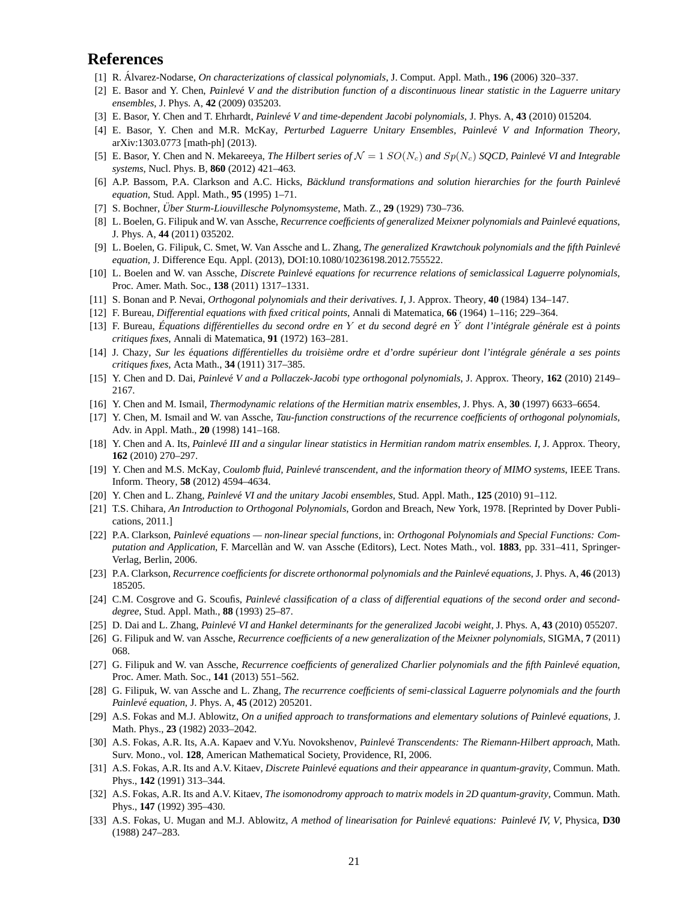# References

[1] R. Álvarez-Nodarse, *On characterizations of classical polynomials*, J. Comput. Appl. Math., **196** (2006) 320–337.

[2] E. Basor and Y. Chen, *Painlevé V and the distribution function of a discontinuous linear statistic in the Laguerre unitary ensembles*, J. Phys. A, **42** (2009) 035203.

[3] E. Basor, Y. Chen and T. Ehrhardt, *Painlevé V and time-dependent Jacobi polynomials*, J. Phys. A, **43** (2010) 015204.

[4] E. Basor, Y. Chen and M.R. McKay, *Perturbed Laguerre Unitary Ensembles, Painlevé V and Information Theory*, arXiv:1303.0773 [math-ph] (2013).

[5] E. Basor, Y. Chen and N. Mekareeya, *The Hilbert series of $\mathcal{N} = 1$ $SO(N_c)$ and $Sp(N_c)$ SQCD, Painlevé VI and Integrable systems*, Nucl. Phys. B, **860** (2012) 421–463.

[6] A.P. Bassom, P.A. Clarkson and A.C. Hicks, *Bäcklund transformations and solution hierarchies for the fourth Painlevé equation*, Stud. Appl. Math., **95** (1995) 1–71.

[7] S. Bochner, *Über Sturm-Liouvillesche Polynomsysteme*, Math. Z., **29** (1929) 730–736.

[8] L. Boelen, G. Filipuk and W. van Assche, *Recurrence coefficients of generalized Meixner polynomials and Painlevé equations*, J. Phys. A, **44** (2011) 035202.

[9] L. Boelen, G. Filipuk, C. Smet, W. Van Assche and L. Zhang, *The generalized Krawtchouk polynomials and the fifth Painlevé equation*, J. Difference Equ. Appl. (2013), DOI:10.1080/10236198.2012.755522.

[10] L. Boelen and W. van Assche, *Discrete Painlevé equations for recurrence relations of semiclassical Laguerre polynomials*, Proc. Amer. Math. Soc., **138** (2011) 1317–1331.

[11] S. Bonan and P. Nevai, *Orthogonal polynomials and their derivatives. I*, J. Approx. Theory, **40** (1984) 134–147.

[12] F. Bureau, *Differential equations with fixed critical points*, Annali di Matematica, **66** (1964) 1–116; 229–364.

[13] F. Bureau, *Équations différentielles du second ordre en $Y$ et du second degré en $\ddot{Y}$ dont l'intégrale générale est à points critiques fixes*, Annali di Matematica, **91** (1972) 163–281.

[14] J. Chazy, *Sur les équations différentielles du troisième ordre et d'ordre supérieur dont l'intégrale générale a ses points critiques fixes*, Acta Math., **34** (1911) 317–385.

[15] Y. Chen and D. Dai, *Painlevé V and a Pollaczek-Jacobi type orthogonal polynomials*, J. Approx. Theory, **162** (2010) 2149–2167.

[16] Y. Chen and M. Ismail, *Thermodynamic relations of the Hermitian matrix ensembles*, J. Phys. A, **30** (1997) 6633–6654.

[17] Y. Chen, M. Ismail and W. van Assche, *Tau-function constructions of the recurrence coefficients of orthogonal polynomials*, Adv. in Appl. Math., **20** (1998) 141–168.

[18] Y. Chen and A. Its, *Painlevé III and a singular linear statistics in Hermitian random matrix ensembles. I*, J. Approx. Theory, **162** (2010) 270–297.

[19] Y. Chen and M.S. McKay, *Coulomb fluid, Painlevé transcendent, and the information theory of MIMO systems*, IEEE Trans. Inform. Theory, **58** (2012) 4594–4634.

[20] Y. Chen and L. Zhang, *Painlevé VI and the unitary Jacobi ensembles*, Stud. Appl. Math., **125** (2010) 91–112.

[21] T.S. Chihara, *An Introduction to Orthogonal Polynomials*, Gordon and Breach, New York, 1978. [Reprinted by Dover Publications, 2011.]

[22] P.A. Clarkson, *Painlevé equations — non-linear special functions*, in: *Orthogonal Polynomials and Special Functions: Computation and Application*, F. Marcellàn and W. van Assche (Editors), Lect. Notes Math., vol. **1883**, pp. 331–411, Springer-Verlag, Berlin, 2006.

[23] P.A. Clarkson, *Recurrence coefficients for discrete orthonormal polynomials and the Painlevé equations*, J. Phys. A, **46** (2013) 185205.

[24] C.M. Cosgrove and G. Scoufis, *Painlevé classification of a class of differential equations of the second order and second-degree*, Stud. Appl. Math., **88** (1993) 25–87.

[25] D. Dai and L. Zhang, *Painlevé VI and Hankel determinants for the generalized Jacobi weight*, J. Phys. A, **43** (2010) 055207.

[26] G. Filipuk and W. van Assche, *Recurrence coefficients of a new generalization of the Meixner polynomials*, SIGMA, **7** (2011) 068.

[27] G. Filipuk and W. van Assche, *Recurrence coefficients of generalized Charlier polynomials and the fifth Painlevé equation*, Proc. Amer. Math. Soc., **141** (2013) 551–562.

[28] G. Filipuk, W. van Assche and L. Zhang, *The recurrence coefficients of semi-classical Laguerre polynomials and the fourth Painlevé equation*, J. Phys. A, **45** (2012) 205201.

[29] A.S. Fokas and M.J. Ablowitz, *On a unified approach to transformations and elementary solutions of Painlevé equations*, J. Math. Phys., **23** (1982) 2033–2042.

[30] A.S. Fokas, A.R. Its, A.A. Kapaev and V.Yu. Novokshenov, *Painlevé Transcendents: The Riemann-Hilbert approach*, Math. Surv. Mono., vol. **128**, American Mathematical Society, Providence, RI, 2006.

[31] A.S. Fokas, A.R. Its and A.V. Kitaev, *Discrete Painlevé equations and their appearance in quantum-gravity*, Commun. Math. Phys., **142** (1991) 313–344.

[32] A.S. Fokas, A.R. Its and A.V. Kitaev, *The isomonodromy approach to matrix models in 2D quantum-gravity*, Commun. Math. Phys., **147** (1992) 395–430.

[33] A.S. Fokas, U. Mugan and M.J. Ablowitz, *A method of linearisation for Painlevé equations: Painlevé IV, V*, Physica, **D30** (1988) 247–283.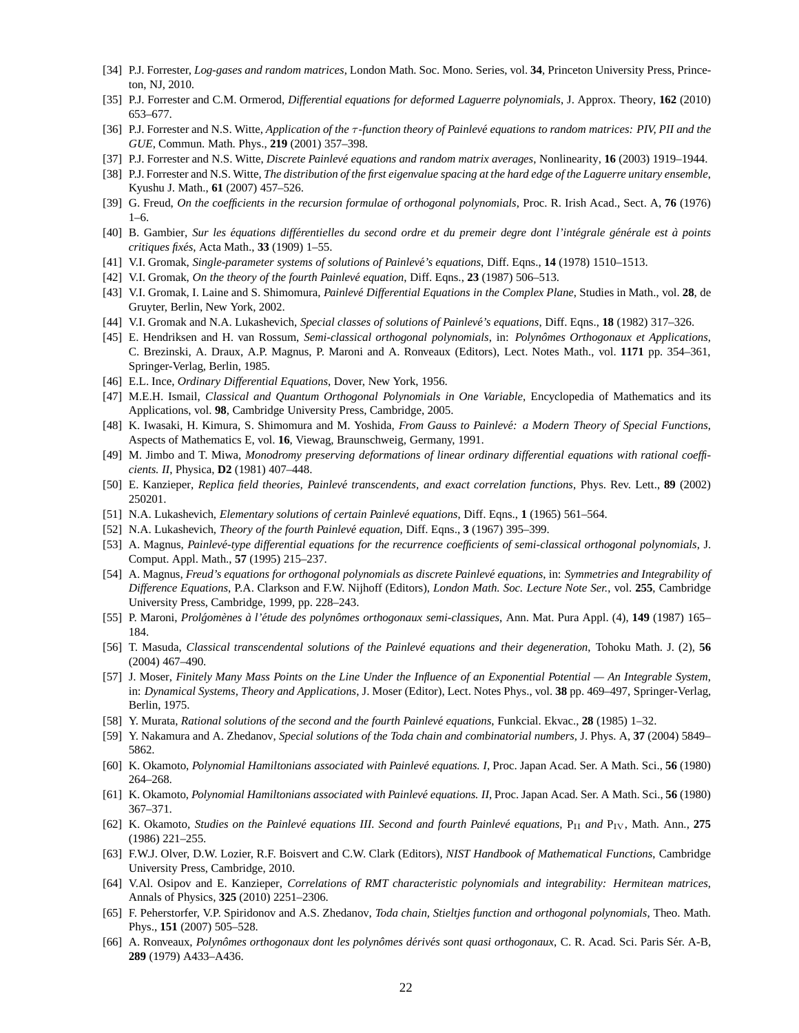[34] P.J. Forrester, *Log-gases and random matrices*, London Math. Soc. Mono. Series, vol. **34**, Princeton University Press, Princeton, NJ, 2010.

[35] P.J. Forrester and C.M. Ormerod, *Differential equations for deformed Laguerre polynomials*, J. Approx. Theory, **162** (2010) 653–677.

[36] P.J. Forrester and N.S. Witte, *Application of the $\tau$-function theory of Painlevé equations to random matrices: PIV, PII and the GUE*, Commun. Math. Phys., **219** (2001) 357–398.

[37] P.J. Forrester and N.S. Witte, *Discrete Painlevé equations and random matrix averages*, Nonlinearity, **16** (2003) 1919–1944.

[38] P.J. Forrester and N.S. Witte, *The distribution of the first eigenvalue spacing at the hard edge of the Laguerre unitary ensemble*, Kyushu J. Math., **61** (2007) 457–526.

[39] G. Freud, *On the coefficients in the recursion formulae of orthogonal polynomials*, Proc. R. Irish Acad., Sect. A, **76** (1976) 1–6.

[40] B. Gambier, *Sur les équations différentielles du second ordre et du premeir degre dont l'intégrale générale est à points critiques fixés*, Acta Math., **33** (1909) 1–55.

[41] V.I. Gromak, *Single-parameter systems of solutions of Painlevé's equations*, Diff. Eqns., **14** (1978) 1510–1513.

[42] V.I. Gromak, *On the theory of the fourth Painlevé equation*, Diff. Eqns., **23** (1987) 506–513.

[43] V.I. Gromak, I. Laine and S. Shimomura, *Painlevé Differential Equations in the Complex Plane*, Studies in Math., vol. **28**, de Gruyter, Berlin, New York, 2002.

[44] V.I. Gromak and N.A. Lukashevich, *Special classes of solutions of Painlevé's equations*, Diff. Eqns., **18** (1982) 317–326.

[45] E. Hendriksen and H. van Rossum, *Semi-classical orthogonal polynomials*, in: *Polynômes Orthogonaux et Applications*, C. Brezinski, A. Draux, A.P. Magnus, P. Maroni and A. Ronveaux (Editors), Lect. Notes Math., vol. **1171** pp. 354–361, Springer-Verlag, Berlin, 1985.

[46] E.L. Ince, *Ordinary Differential Equations*, Dover, New York, 1956.

[47] M.E.H. Ismail, *Classical and Quantum Orthogonal Polynomials in One Variable*, Encyclopedia of Mathematics and its Applications, vol. **98**, Cambridge University Press, Cambridge, 2005.

[48] K. Iwasaki, H. Kimura, S. Shimomura and M. Yoshida, *From Gauss to Painlevé: a Modern Theory of Special Functions*, Aspects of Mathematics E, vol. **16**, Viewag, Braunschweig, Germany, 1991.

[49] M. Jimbo and T. Miwa, *Monodromy preserving deformations of linear ordinary differential equations with rational coefficients. II*, Physica, **D2** (1981) 407–448.

[50] E. Kanzieper, *Replica field theories, Painlevé transcendents, and exact correlation functions*, Phys. Rev. Lett., **89** (2002) 250201.

[51] N.A. Lukashevich, *Elementary solutions of certain Painlevé equations*, Diff. Eqns., **1** (1965) 561–564.

[52] N.A. Lukashevich, *Theory of the fourth Painlevé equation*, Diff. Eqns., **3** (1967) 395–399.

[53] A. Magnus, *Painlevé-type differential equations for the recurrence coefficients of semi-classical orthogonal polynomials*, J. Comput. Appl. Math., **57** (1995) 215–237.

[54] A. Magnus, *Freud's equations for orthogonal polynomials as discrete Painlevé equations*, in: *Symmetries and Integrability of Difference Equations*, P.A. Clarkson and F.W. Nijhoff (Editors), *London Math. Soc. Lecture Note Ser.*, vol. **255**, Cambridge University Press, Cambridge, 1999, pp. 228–243.

[55] P. Maroni, *Prolǵomènes à l'étude des polynômes orthogonaux semi-classiques*, Ann. Mat. Pura Appl. (4), **149** (1987) 165–184.

[56] T. Masuda, *Classical transcendental solutions of the Painlevé equations and their degeneration*, Tohoku Math. J. (2), **56** (2004) 467–490.

[57] J. Moser, *Finitely Many Mass Points on the Line Under the Influence of an Exponential Potential — An Integrable System*, in: *Dynamical Systems, Theory and Applications*, J. Moser (Editor), Lect. Notes Phys., vol. **38** pp. 469–497, Springer-Verlag, Berlin, 1975.

[58] Y. Murata, *Rational solutions of the second and the fourth Painlevé equations*, Funkcial. Ekvac., **28** (1985) 1–32.

[59] Y. Nakamura and A. Zhedanov, *Special solutions of the Toda chain and combinatorial numbers*, J. Phys. A, **37** (2004) 5849–5862.

[60] K. Okamoto, *Polynomial Hamiltonians associated with Painlevé equations. I*, Proc. Japan Acad. Ser. A Math. Sci., **56** (1980) 264–268.

[61] K. Okamoto, *Polynomial Hamiltonians associated with Painlevé equations. II*, Proc. Japan Acad. Ser. A Math. Sci., **56** (1980) 367–371.

[62] K. Okamoto, *Studies on the Painlevé equations III. Second and fourth Painlevé equations,* $\mathrm{P_{II}}$ *and* $\mathrm{P_{IV}}$, Math. Ann., **275** (1986) 221–255.

[63] F.W.J. Olver, D.W. Lozier, R.F. Boisvert and C.W. Clark (Editors), *NIST Handbook of Mathematical Functions*, Cambridge University Press, Cambridge, 2010.

[64] V.Al. Osipov and E. Kanzieper, *Correlations of RMT characteristic polynomials and integrability: Hermitean matrices*, Annals of Physics, **325** (2010) 2251–2306.

[65] F. Peherstorfer, V.P. Spiridonov and A.S. Zhedanov, *Toda chain, Stieltjes function and orthogonal polynomials*, Theo. Math. Phys., **151** (2007) 505–528.

[66] A. Ronveaux, *Polynômes orthogonaux dont les polynômes dérivés sont quasi orthogonaux*, C. R. Acad. Sci. Paris Sér. A-B, **289** (1979) A433–A436.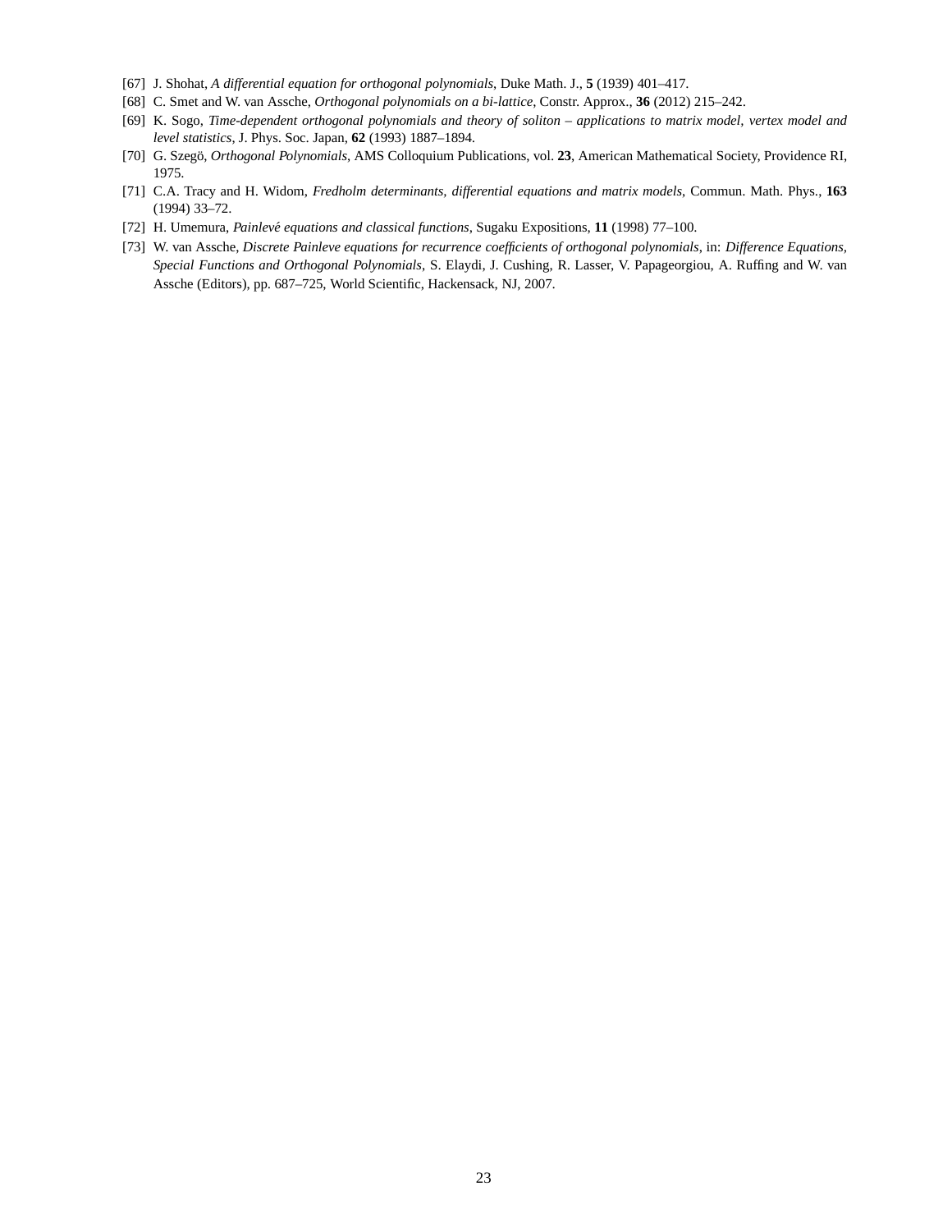[67] J. Shohat, *A differential equation for orthogonal polynomials*, Duke Math. J., **5** (1939) 401–417.

[68] C. Smet and W. van Assche, *Orthogonal polynomials on a bi-lattice*, Constr. Approx., **36** (2012) 215–242.

[69] K. Sogo, *Time-dependent orthogonal polynomials and theory of soliton – applications to matrix model, vertex model and level statistics*, J. Phys. Soc. Japan, **62** (1993) 1887–1894.

[70] G. Szegö, *Orthogonal Polynomials*, AMS Colloquium Publications, vol. **23**, American Mathematical Society, Providence RI, 1975.

[71] C.A. Tracy and H. Widom, *Fredholm determinants, differential equations and matrix models*, Commun. Math. Phys., **163** (1994) 33–72.

[72] H. Umemura, *Painlevé equations and classical functions*, Sugaku Expositions, **11** (1998) 77–100.

[73] W. van Assche, *Discrete Painleve equations for recurrence coefficients of orthogonal polynomials*, in: *Difference Equations, Special Functions and Orthogonal Polynomials*, S. Elaydi, J. Cushing, R. Lasser, V. Papageorgiou, A. Ruffing and W. van Assche (Editors), pp. 687–725, World Scientific, Hackensack, NJ, 2007.